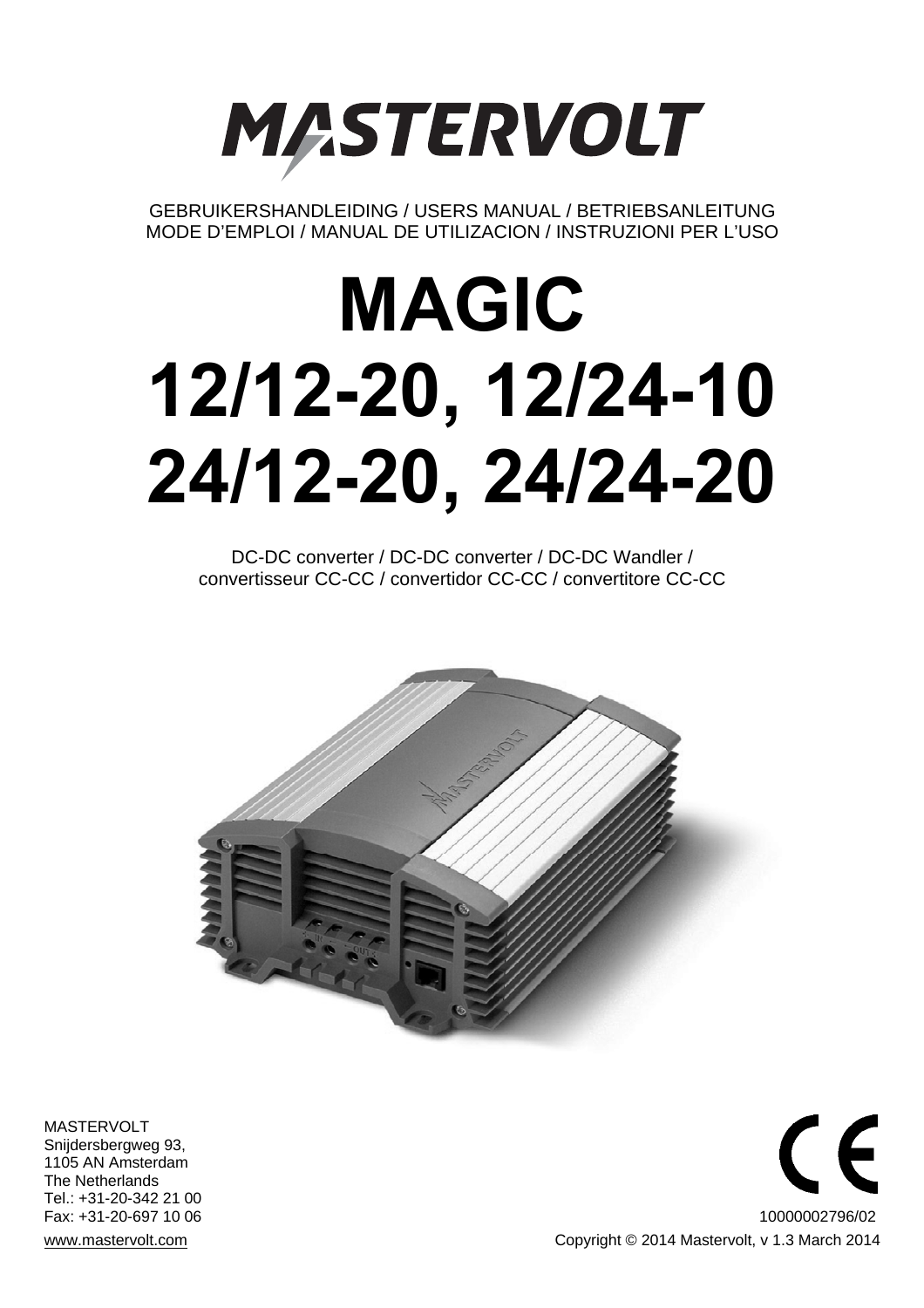# MASTERVOLT

GEBRUIKERSHANDLEIDING / USERS MANUAL / BETRIEBSANLEITUNG
MODE D'EMPLOI / MANUAL DE UTILIZACION / INSTRUZIONI PER L'USO

# MAGIC
# 12/12-20, 12/24-10
# 24/12-20, 24/24-20

DC-DC converter / DC-DC converter / DC-DC Wandler /
convertisseur CC-CC / convertidor CC-CC / convertitore CC-CC

MASTERVOLT
Snijdersbergweg 93,
1105 AN Amsterdam
The Netherlands
Tel.: +31-20-342 21 00
Fax: +31-20-697 10 06
www.mastervolt.com

10000002796/02
Copyright © 2014 Mastervolt, v 1.3 March 2014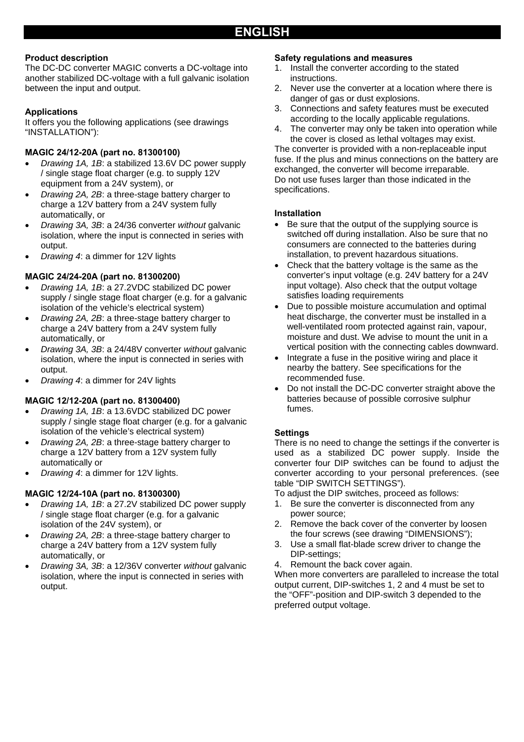# ENGLISH

## Product description

The DC-DC converter MAGIC converts a DC-voltage into another stabilized DC-voltage with a full galvanic isolation between the input and output.

## Applications

It offers you the following applications (see drawings "INSTALLATION"):

### MAGIC 24/12-20A (part no. 81300100)

- *Drawing 1A, 1B*: a stabilized 13.6V DC power supply / single stage float charger (e.g. to supply 12V equipment from a 24V system), or
- *Drawing 2A, 2B*: a three-stage battery charger to charge a 12V battery from a 24V system fully automatically, or
- *Drawing 3A, 3B*: a 24/36 converter *without* galvanic isolation, where the input is connected in series with output.
- *Drawing 4*: a dimmer for 12V lights

### MAGIC 24/24-20A (part no. 81300200)

- *Drawing 1A, 1B*: a 27.2VDC stabilized DC power supply / single stage float charger (e.g. for a galvanic isolation of the vehicle's electrical system)
- *Drawing 2A, 2B*: a three-stage battery charger to charge a 24V battery from a 24V system fully automatically, or
- *Drawing 3A, 3B*: a 24/48V converter *without* galvanic isolation, where the input is connected in series with output.
- *Drawing 4*: a dimmer for 24V lights

### MAGIC 12/12-20A (part no. 81300400)

- *Drawing 1A, 1B*: a 13.6VDC stabilized DC power supply / single stage float charger (e.g. for a galvanic isolation of the vehicle's electrical system)
- *Drawing 2A, 2B*: a three-stage battery charger to charge a 12V battery from a 12V system fully automatically or
- *Drawing 4*: a dimmer for 12V lights.

### MAGIC 12/24-10A (part no. 81300300)

- *Drawing 1A, 1B*: a 27.2V stabilized DC power supply / single stage float charger (e.g. for a galvanic isolation of the 24V system), or
- *Drawing 2A, 2B*: a three-stage battery charger to charge a 24V battery from a 12V system fully automatically, or
- *Drawing 3A, 3B*: a 12/36V converter *without* galvanic isolation, where the input is connected in series with output.

## Safety regulations and measures

1. Install the converter according to the stated instructions.
2. Never use the converter at a location where there is danger of gas or dust explosions.
3. Connections and safety features must be executed according to the locally applicable regulations.
4. The converter may only be taken into operation while the cover is closed as lethal voltages may exist.

The converter is provided with a non-replaceable input fuse. If the plus and minus connections on the battery are exchanged, the converter will become irreparable.
Do not use fuses larger than those indicated in the specifications.

## Installation

- Be sure that the output of the supplying source is switched off during installation. Also be sure that no consumers are connected to the batteries during installation, to prevent hazardous situations.
- Check that the battery voltage is the same as the converter's input voltage (e.g. 24V battery for a 24V input voltage). Also check that the output voltage satisfies loading requirements
- Due to possible moisture accumulation and optimal heat discharge, the converter must be installed in a well-ventilated room protected against rain, vapour, moisture and dust. We advise to mount the unit in a vertical position with the connecting cables downward.
- Integrate a fuse in the positive wiring and place it nearby the battery. See specifications for the recommended fuse.
- Do not install the DC-DC converter straight above the batteries because of possible corrosive sulphur fumes.

## Settings

There is no need to change the settings if the converter is used as a stabilized DC power supply. Inside the converter four DIP switches can be found to adjust the converter according to your personal preferences. (see table "DIP SWITCH SETTINGS").

To adjust the DIP switches, proceed as follows:

1. Be sure the converter is disconnected from any power source;
2. Remove the back cover of the converter by loosen the four screws (see drawing "DIMENSIONS");
3. Use a small flat-blade screw driver to change the DIP-settings;
4. Remount the back cover again.

When more converters are paralleled to increase the total output current, DIP-switches 1, 2 and 4 must be set to the "OFF"-position and DIP-switch 3 depended to the preferred output voltage.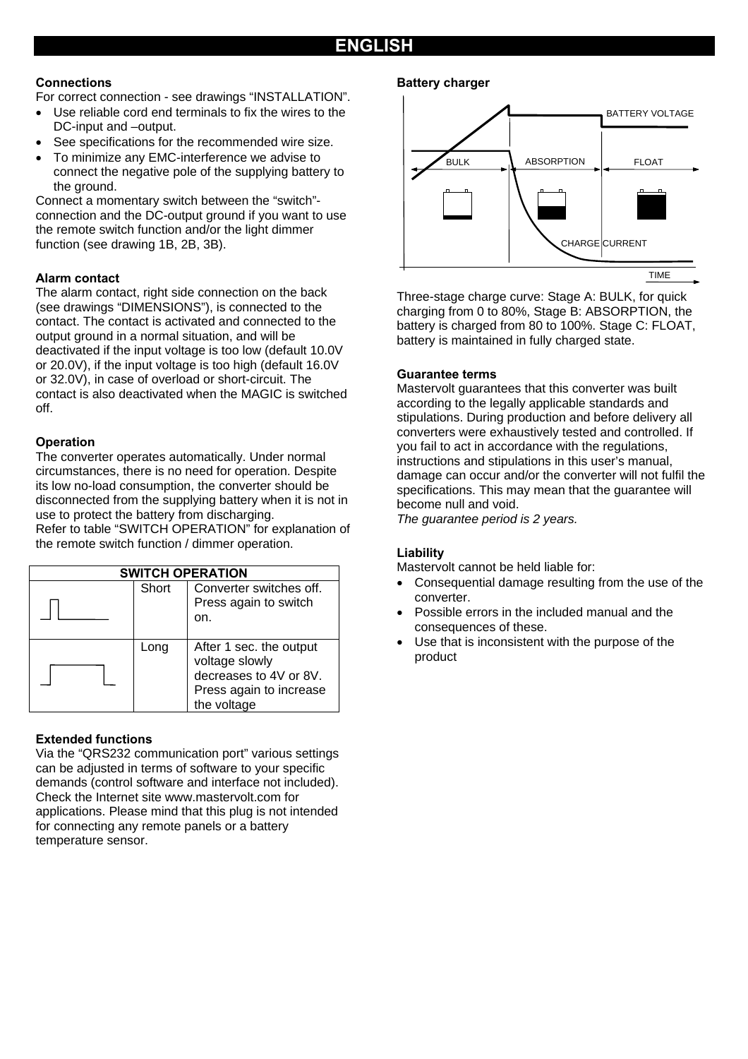# ENGLISH

### Connections

For correct connection - see drawings "INSTALLATION".

- Use reliable cord end terminals to fix the wires to the DC-input and –output.
- See specifications for the recommended wire size.
- To minimize any EMC-interference we advise to connect the negative pole of the supplying battery to the ground.

Connect a momentary switch between the "switch"-connection and the DC-output ground if you want to use the remote switch function and/or the light dimmer function (see drawing 1B, 2B, 3B).

### Alarm contact

The alarm contact, right side connection on the back (see drawings "DIMENSIONS"), is connected to the contact. The contact is activated and connected to the output ground in a normal situation, and will be deactivated if the input voltage is too low (default 10.0V or 20.0V), if the input voltage is too high (default 16.0V or 32.0V), in case of overload or short-circuit. The contact is also deactivated when the MAGIC is switched off.

### Operation

The converter operates automatically. Under normal circumstances, there is no need for operation. Despite its low no-load consumption, the converter should be disconnected from the supplying battery when it is not in use to protect the battery from discharging.
Refer to table "SWITCH OPERATION" for explanation of the remote switch function / dimmer operation.

| SWITCH OPERATION | | |
|---|---|---|
| | Short | Converter switches off. Press again to switch on. |
| | Long | After 1 sec. the output voltage slowly decreases to 4V or 8V. Press again to increase the voltage |

### Extended functions

Via the "QRS232 communication port" various settings can be adjusted in terms of software to your specific demands (control software and interface not included). Check the Internet site www.mastervolt.com for applications. Please mind that this plug is not intended for connecting any remote panels or a battery temperature sensor.

### Battery charger

BATTERY VOLTAGE

BULK ABSORPTION FLOAT

CHARGE CURRENT

TIME

Three-stage charge curve: Stage A: BULK, for quick charging from 0 to 80%, Stage B: ABSORPTION, the battery is charged from 80 to 100%. Stage C: FLOAT, battery is maintained in fully charged state.

### Guarantee terms

Mastervolt guarantees that this converter was built according to the legally applicable standards and stipulations. During production and before delivery all converters were exhaustively tested and controlled. If you fail to act in accordance with the regulations, instructions and stipulations in this user's manual, damage can occur and/or the converter will not fulfil the specifications. This may mean that the guarantee will become null and void.
*The guarantee period is 2 years.*

### Liability

Mastervolt cannot be held liable for:

- Consequential damage resulting from the use of the converter.
- Possible errors in the included manual and the consequences of these.
- Use that is inconsistent with the purpose of the product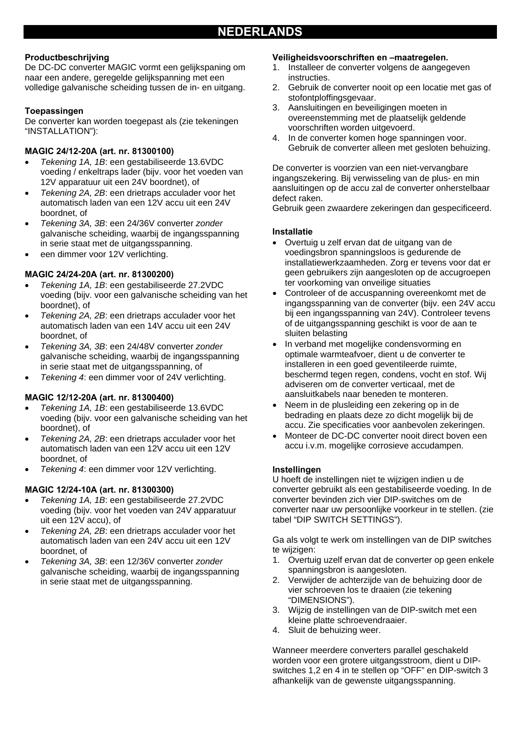# NEDERLANDS

**Productbeschrijving**
De DC-DC converter MAGIC vormt een gelijkspaning om naar een andere, geregelde gelijkspanning met een volledige galvanische scheiding tussen de in- en uitgang.

**Toepassingen**
De converter kan worden toegepast als (zie tekeningen "INSTALLATION"):

**MAGIC 24/12-20A (art. nr. 81300100)**

- *Tekening 1A, 1B*: een gestabiliseerde 13.6VDC voeding / enkeltraps lader (bijv. voor het voeden van 12V apparatuur uit een 24V boordnet), of
- *Tekening 2A, 2B*: een drietraps acculader voor het automatisch laden van een 12V accu uit een 24V boordnet, of
- *Tekening 3A, 3B*: een 24/36V converter *zonder* galvanische scheiding, waarbij de ingangsspanning in serie staat met de uitgangsspanning.
- een dimmer voor 12V verlichting.

**MAGIC 24/24-20A (art. nr. 81300200)**

- *Tekening 1A, 1B*: een gestabiliseerde 27.2VDC voeding (bijv. voor een galvanische scheiding van het boordnet), of
- *Tekening 2A, 2B*: een drietraps acculader voor het automatisch laden van een 14V accu uit een 24V boordnet, of
- *Tekening 3A, 3B*: een 24/48V converter *zonder* galvanische scheiding, waarbij de ingangsspanning in serie staat met de uitgangsspanning, of
- *Tekening 4*: een dimmer voor of 24V verlichting.

**MAGIC 12/12-20A (art. nr. 81300400)**

- *Tekening 1A, 1B*: een gestabiliseerde 13.6VDC voeding (bijv. voor een galvanische scheiding van het boordnet), of
- *Tekening 2A, 2B*: een drietraps acculader voor het automatisch laden van een 12V accu uit een 12V boordnet, of
- *Tekening 4*: een dimmer voor 12V verlichting.

**MAGIC 12/24-10A (art. nr. 81300300)**

- *Tekening 1A, 1B*: een gestabiliseerde 27.2VDC voeding (bijv. voor het voeden van 24V apparatuur uit een 12V accu), of
- *Tekening 2A, 2B*: een drietraps acculader voor het automatisch laden van een 24V accu uit een 12V boordnet, of
- *Tekening 3A, 3B*: een 12/36V converter *zonder* galvanische scheiding, waarbij de ingangsspanning in serie staat met de uitgangsspanning.

**Veiligheidsvoorschriften en –maatregelen.**

1. Installeer de converter volgens de aangegeven instructies.
2. Gebruik de converter nooit op een locatie met gas of stofontploffingsgevaar.
3. Aansluitingen en beveiligingen moeten in overeenstemming met de plaatselijk geldende voorschriften worden uitgevoerd.
4. In de converter komen hoge spanningen voor. Gebruik de converter alleen met gesloten behuizing.

De converter is voorzien van een niet-vervangbare ingangszekering. Bij verwisseling van de plus- en min aansluitingen op de accu zal de converter onherstelbaar defect raken.
Gebruik geen zwaardere zekeringen dan gespecificeerd.

**Installatie**

- Overtuig u zelf ervan dat de uitgang van de voedingsbron spanningsloos is gedurende de installatiewerkzaamheden. Zorg er tevens voor dat er geen gebruikers zijn aangesloten op de accugroepen ter voorkoming van onveilige situaties
- Controleer of de accuspanning overeenkomt met de ingangsspanning van de converter (bijv. een 24V accu bij een ingangsspanning van 24V). Controleer tevens of de uitgangsspanning geschikt is voor de aan te sluiten belasting
- In verband met mogelijke condensvorming en optimale warmteafvoer, dient u de converter te installeren in een goed geventileerde ruimte, beschermd tegen regen, condens, vocht en stof. Wij adviseren om de converter verticaal, met de aansluitkabels naar beneden te monteren.
- Neem in de plusleiding een zekering op in de bedrading en plaats deze zo dicht mogelijk bij de accu. Zie specificaties voor aanbevolen zekeringen.
- Monteer de DC-DC converter nooit direct boven een accu i.v.m. mogelijke corrosieve accudampen.

**Instellingen**
U hoeft de instellingen niet te wijzigen indien u de converter gebruikt als een gestabiliseerde voeding. In de converter bevinden zich vier DIP-switches om de converter naar uw persoonlijke voorkeur in te stellen. (zie tabel "DIP SWITCH SETTINGS").

Ga als volgt te werk om instellingen van de DIP switches te wijzigen:

1. Overtuig uzelf ervan dat de converter op geen enkele spanningsbron is aangesloten.
2. Verwijder de achterzijde van de behuizing door de vier schroeven los te draaien (zie tekening "DIMENSIONS").
3. Wijzig de instellingen van de DIP-switch met een kleine platte schroevendraaier.
4. Sluit de behuizing weer.

Wanneer meerdere converters parallel geschakeld worden voor een grotere uitgangsstroom, dient u DIP-switches 1,2 en 4 in te stellen op "OFF" en DIP-switch 3 afhankelijk van de gewenste uitgangsspanning.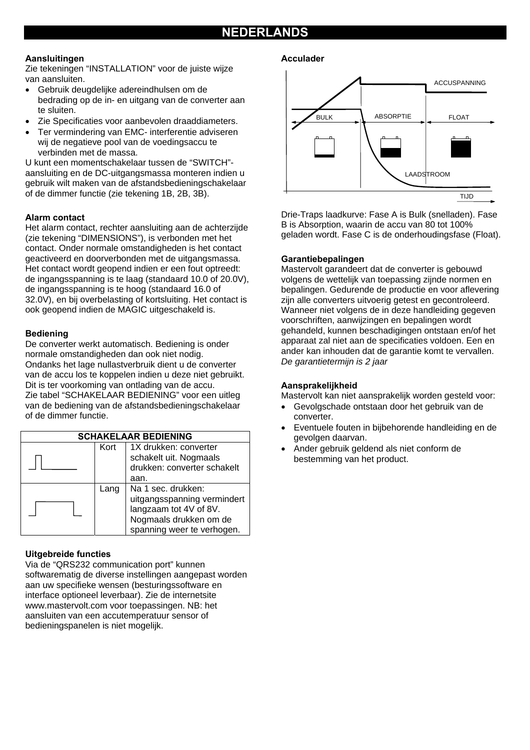# NEDERLANDS

**Aansluitingen**

Zie tekeningen "INSTALLATION" voor de juiste wijze van aansluiten.

- Gebruik deugdelijke adereindhulsen om de bedrading op de in- en uitgang van de converter aan te sluiten.
- Zie Specificaties voor aanbevolen draaddiameters.
- Ter vermindering van EMC- interferentie adviseren wij de negatieve pool van de voedingsaccu te verbinden met de massa.

U kunt een momentschakelaar tussen de "SWITCH"-aansluiting en de DC-uitgangsmassa monteren indien u gebruik wilt maken van de afstandsbedieningschakelaar of de dimmer functie (zie tekening 1B, 2B, 3B).

**Alarm contact**

Het alarm contact, rechter aansluiting aan de achterzijde (zie tekening "DIMENSIONS"), is verbonden met het contact. Onder normale omstandigheden is het contact geactiveerd en doorverbonden met de uitgangsmassa. Het contact wordt geopend indien er een fout optreedt: de ingangsspanning is te laag (standaard 10.0 of 20.0V), de ingangsspanning is te hoog (standaard 16.0 of 32.0V), en bij overbelasting of kortsluiting. Het contact is ook geopend indien de MAGIC uitgeschakeld is.

**Bediening**

De converter werkt automatisch. Bediening is onder normale omstandigheden dan ook niet nodig. Ondanks het lage nullastverbruik dient u de converter van de accu los te koppelen indien u deze niet gebruikt. Dit is ter voorkoming van ontlading van de accu.
Zie tabel "SCHAKELAAR BEDIENING" voor een uitleg van de bediening van de afstandsbedieningschakelaar of de dimmer functie.

| SCHAKELAAR BEDIENING | | |
|---|---|---|
| | Kort | 1X drukken: converter schakelt uit. Nogmaals drukken: converter schakelt aan. |
| | Lang | Na 1 sec. drukken: uitgangsspanning vermindert langzaam tot 4V of 8V. Nogmaals drukken om de spanning weer te verhogen. |

**Uitgebreide functies**

Via de "QRS232 communication port" kunnen softwarematig de diverse instellingen aangepast worden aan uw specifieke wensen (besturingssoftware en interface optioneel leverbaar). Zie de internetsite www.mastervolt.com voor toepassingen. NB: het aansluiten van een accutemperatuur sensor of bedieningspanelen is niet mogelijk.

**Acculader**

ACCUSPANNING
BULK ABSORPTIE FLOAT
LAADSTROOM
TIJD

Drie-Traps laadkurve: Fase A is Bulk (snelladen). Fase B is Absorption, waarin de accu van 80 tot 100% geladen wordt. Fase C is de onderhoudingsfase (Float).

**Garantiebepalingen**

Mastervolt garandeert dat de converter is gebouwd volgens de wettelijk van toepassing zijnde normen en bepalingen. Gedurende de productie en voor aflevering zijn alle converters uitvoerig getest en gecontroleerd. Wanneer niet volgens de in deze handleiding gegeven voorschriften, aanwijzingen en bepalingen wordt gehandeld, kunnen beschadigingen ontstaan en/of het apparaat zal niet aan de specificaties voldoen. Een en ander kan inhouden dat de garantie komt te vervallen.
*De garantietermijn is 2 jaar*

**Aansprakelijkheid**

Mastervolt kan niet aansprakelijk worden gesteld voor:

- Gevolgschade ontstaan door het gebruik van de converter.
- Eventuele fouten in bijbehorende handleiding en de gevolgen daarvan.
- Ander gebruik geldend als niet conform de bestemming van het product.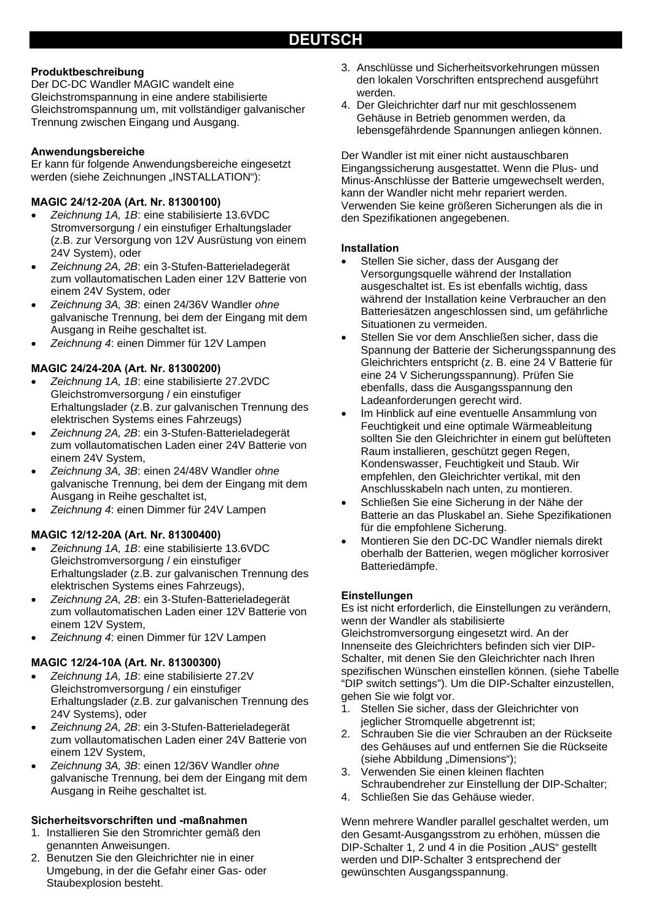# DEUTSCH

**Produktbeschreibung**
Der DC-DC Wandler MAGIC wandelt eine Gleichstromspannung in eine andere stabilisierte Gleichstromspannung um, mit vollständiger galvanischer Trennung zwischen Eingang und Ausgang.

**Anwendungsbereiche**
Er kann für folgende Anwendungsbereiche eingesetzt werden (siehe Zeichnungen „INSTALLATION"):

**MAGIC 24/12-20A (Art. Nr. 81300100)**

- *Zeichnung 1A, 1B*: eine stabilisierte 13.6VDC Stromversorgung / ein einstufiger Erhaltungslader (z.B. zur Versorgung von 12V Ausrüstung von einem 24V System), oder
- *Zeichnung 2A, 2B*: ein 3-Stufen-Batterieladegerät zum vollautomatischen Laden einer 12V Batterie von einem 24V System, oder
- *Zeichnung 3A, 3B*: einen 24/36V Wandler *ohne* galvanische Trennung, bei dem der Eingang mit dem Ausgang in Reihe geschaltet ist.
- *Zeichnung 4*: einen Dimmer für 12V Lampen

**MAGIC 24/24-20A (Art. Nr. 81300200)**

- *Zeichnung 1A, 1B*: eine stabilisierte 27.2VDC Gleichstromversorgung / ein einstufiger Erhaltungslader (z.B. zur galvanischen Trennung des elektrischen Systems eines Fahrzeugs)
- *Zeichnung 2A, 2B*: ein 3-Stufen-Batterieladegerät zum vollautomatischen Laden einer 24V Batterie von einem 24V System,
- *Zeichnung 3A, 3B*: einen 24/48V Wandler *ohne* galvanische Trennung, bei dem der Eingang mit dem Ausgang in Reihe geschaltet ist,
- *Zeichnung 4*: einen Dimmer für 24V Lampen

**MAGIC 12/12-20A (Art. Nr. 81300400)**

- *Zeichnung 1A, 1B*: eine stabilisierte 13.6VDC Gleichstromversorgung / ein einstufiger Erhaltungslader (z.B. zur galvanischen Trennung des elektrischen Systems eines Fahrzeugs),
- *Zeichnung 2A, 2B*: ein 3-Stufen-Batterieladegerät zum vollautomatischen Laden einer 12V Batterie von einem 12V System,
- *Zeichnung 4*: einen Dimmer für 12V Lampen

**MAGIC 12/24-10A (Art. Nr. 81300300)**

- *Zeichnung 1A, 1B*: eine stabilisierte 27.2V Gleichstromversorgung / ein einstufiger Erhaltungslader (z.B. zur galvanischen Trennung des 24V Systems), oder
- *Zeichnung 2A, 2B*: ein 3-Stufen-Batterieladegerät zum vollautomatischen Laden einer 24V Batterie von einem 12V System,
- *Zeichnung 3A, 3B*: einen 12/36V Wandler *ohne* galvanische Trennung, bei dem der Eingang mit dem Ausgang in Reihe geschaltet ist.

**Sicherheitsvorschriften und -maßnahmen**

1. Installieren Sie den Stromrichter gemäß den genannten Anweisungen.
2. Benutzen Sie den Gleichrichter nie in einer Umgebung, in der die Gefahr einer Gas- oder Staubexplosion besteht.
3. Anschlüsse und Sicherheitsvorkehrungen müssen den lokalen Vorschriften entsprechend ausgeführt werden.
4. Der Gleichrichter darf nur mit geschlossenem Gehäuse in Betrieb genommen werden, da lebensgefährdende Spannungen anliegen können.

Der Wandler ist mit einer nicht austauschbaren Eingangssicherung ausgestattet. Wenn die Plus- und Minus-Anschlüsse der Batterie umgewechselt werden, kann der Wandler nicht mehr repariert werden. Verwenden Sie keine größeren Sicherungen als die in den Spezifikationen angegebenen.

**Installation**

- Stellen Sie sicher, dass der Ausgang der Versorgungsquelle während der Installation ausgeschaltet ist. Es ist ebenfalls wichtig, dass während der Installation keine Verbraucher an den Batteriesätzen angeschlossen sind, um gefährliche Situationen zu vermeiden.
- Stellen Sie vor dem Anschließen sicher, dass die Spannung der Batterie der Sicherungsspannung des Gleichrichters entspricht (z. B. eine 24 V Batterie für eine 24 V Sicherungsspannung). Prüfen Sie ebenfalls, dass die Ausgangsspannung den Ladeanforderungen gerecht wird.
- Im Hinblick auf eine eventuelle Ansammlung von Feuchtigkeit und eine optimale Wärmeableitung sollten Sie den Gleichrichter in einem gut belüfteten Raum installieren, geschützt gegen Regen, Kondenswasser, Feuchtigkeit und Staub. Wir empfehlen, den Gleichrichter vertikal, mit den Anschlusskabeln nach unten, zu montieren.
- Schließen Sie eine Sicherung in der Nähe der Batterie an das Pluskabel an. Siehe Spezifikationen für die empfohlene Sicherung.
- Montieren Sie den DC-DC Wandler niemals direkt oberhalb der Batterien, wegen möglicher korrosiver Batteriedämpfe.

**Einstellungen**
Es ist nicht erforderlich, die Einstellungen zu verändern, wenn der Wandler als stabilisierte Gleichstromversorgung eingesetzt wird. An der Innenseite des Gleichrichters befinden sich vier DIP-Schalter, mit denen Sie den Gleichrichter nach Ihren spezifischen Wünschen einstellen können. (siehe Tabelle "DIP switch settings"). Um die DIP-Schalter einzustellen, gehen Sie wie folgt vor.

1. Stellen Sie sicher, dass der Gleichrichter von jeglicher Stromquelle abgetrennt ist;
2. Schrauben Sie die vier Schrauben an der Rückseite des Gehäuses auf und entfernen Sie die Rückseite (siehe Abbildung „Dimensions");
3. Verwenden Sie einen kleinen flachten Schraubendreher zur Einstellung der DIP-Schalter;
4. Schließen Sie das Gehäuse wieder.

Wenn mehrere Wandler parallel geschaltet werden, um den Gesamt-Ausgangsstrom zu erhöhen, müssen die DIP-Schalter 1, 2 und 4 in die Position „AUS" gestellt werden und DIP-Schalter 3 entsprechend der gewünschten Ausgangsspannung.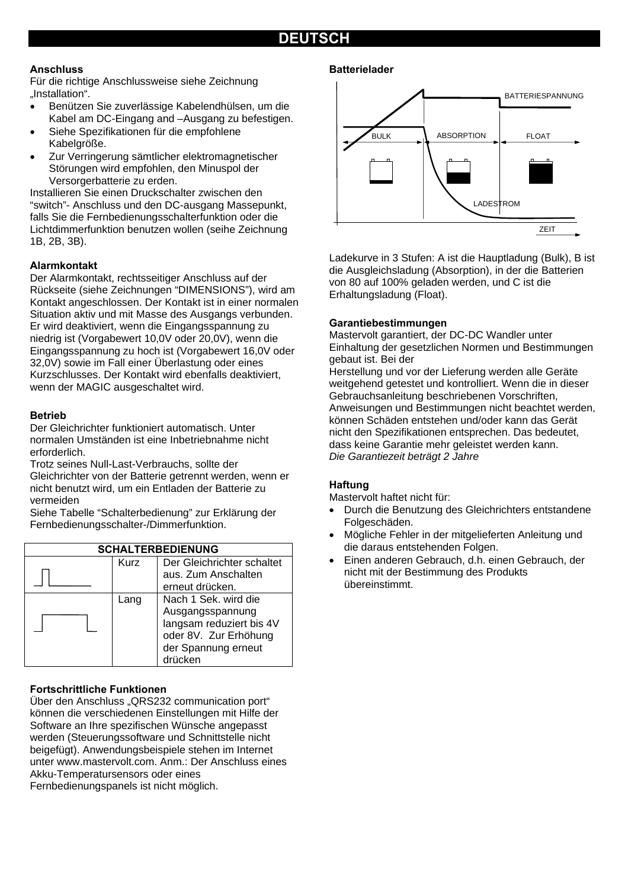## DEUTSCH

### Anschluss

Für die richtige Anschlussweise siehe Zeichnung „Installation“.

- Benützen Sie zuverlässige Kabelendhülsen, um die Kabel am DC-Eingang and –Ausgang zu befestigen.
- Siehe Spezifikationen für die empfohlene Kabelgröße.
- Zur Verringerung sämtlicher elektromagnetischer Störungen wird empfohlen, den Minuspol der Versorgerbatterie zu erden.

Installieren Sie einen Druckschalter zwischen den “switch”- Anschluss und den DC-ausgang Massepunkt, falls Sie die Fernbedienungsschalterfunktion oder die Lichtdimmerfunktion benutzen wollen (seihe Zeichnung 1B, 2B, 3B).

### Alarmkontakt

Der Alarmkontakt, rechtsseitiger Anschluss auf der Rückseite (siehe Zeichnungen “DIMENSIONS”), wird am Kontakt angeschlossen. Der Kontakt ist in einer normalen Situation aktiv und mit Masse des Ausgangs verbunden. Er wird deaktiviert, wenn die Eingangsspannung zu niedrig ist (Vorgabewert 10,0V oder 20,0V), wenn die Eingangsspannung zu hoch ist (Vorgabewert 16,0V oder 32,0V) sowie im Fall einer Überlastung oder eines Kurzschlusses. Der Kontakt wird ebenfalls deaktiviert, wenn der MAGIC ausgeschaltet wird.

### Betrieb

Der Gleichrichter funktioniert automatisch. Unter normalen Umständen ist eine Inbetriebnahme nicht erforderlich.

Trotz seines Null-Last-Verbrauchs, sollte der Gleichrichter von der Batterie getrennt werden, wenn er nicht benutzt wird, um ein Entladen der Batterie zu vermeiden

Siehe Tabelle “Schalterbedienung” zur Erklärung der Fernbedienungsschalter-/Dimmerfunktion.

| SCHALTERBEDIENUNG | | |
|---|---|---|
| | Kurz | Der Gleichrichter schaltet aus. Zum Anschalten erneut drücken. |
| | Lang | Nach 1 Sek. wird die Ausgangsspannung langsam reduziert bis 4V oder 8V. Zur Erhöhung der Spannung erneut drücken |

### Fortschrittliche Funktionen

Über den Anschluss „QRS232 communication port“ können die verschiedenen Einstellungen mit Hilfe der Software an Ihre spezifischen Wünsche angepasst werden (Steuerungssoftware und Schnittstelle nicht beigefügt). Anwendungsbeispiele stehen im Internet unter www.mastervolt.com. Anm.: Der Anschluss eines Akku-Temperatursensors oder eines Fernbedienungspanels ist nicht möglich.

### Batterielader

BATTERIESPANNUNG

BULK | ABSORPTION | FLOAT

LADESTROM

ZEIT

Ladekurve in 3 Stufen: A ist die Hauptladung (Bulk), B ist die Ausgleichsladung (Absorption), in der die Batterien von 80 auf 100% geladen werden, und C ist die Erhaltungsladung (Float).

### Garantiebestimmungen

Mastervolt garantiert, der DC-DC Wandler unter Einhaltung der gesetzlichen Normen und Bestimmungen gebaut ist. Bei der

Herstellung und vor der Lieferung werden alle Geräte weitgehend getestet und kontrolliert. Wenn die in dieser Gebrauchsanleitung beschriebenen Vorschriften, Anweisungen und Bestimmungen nicht beachtet werden, können Schäden entstehen und/oder kann das Gerät nicht den Spezifikationen entsprechen. Das bedeutet, dass keine Garantie mehr geleistet werden kann.

*Die Garantiezeit beträgt 2 Jahre*

### Haftung

Mastervolt haftet nicht für:

- Durch die Benutzung des Gleichrichters entstandene Folgeschäden.
- Mögliche Fehler in der mitgelieferten Anleitung und die daraus entstehenden Folgen.
- Einen anderen Gebrauch, d.h. einen Gebrauch, der nicht mit der Bestimmung des Produkts übereinstimmt.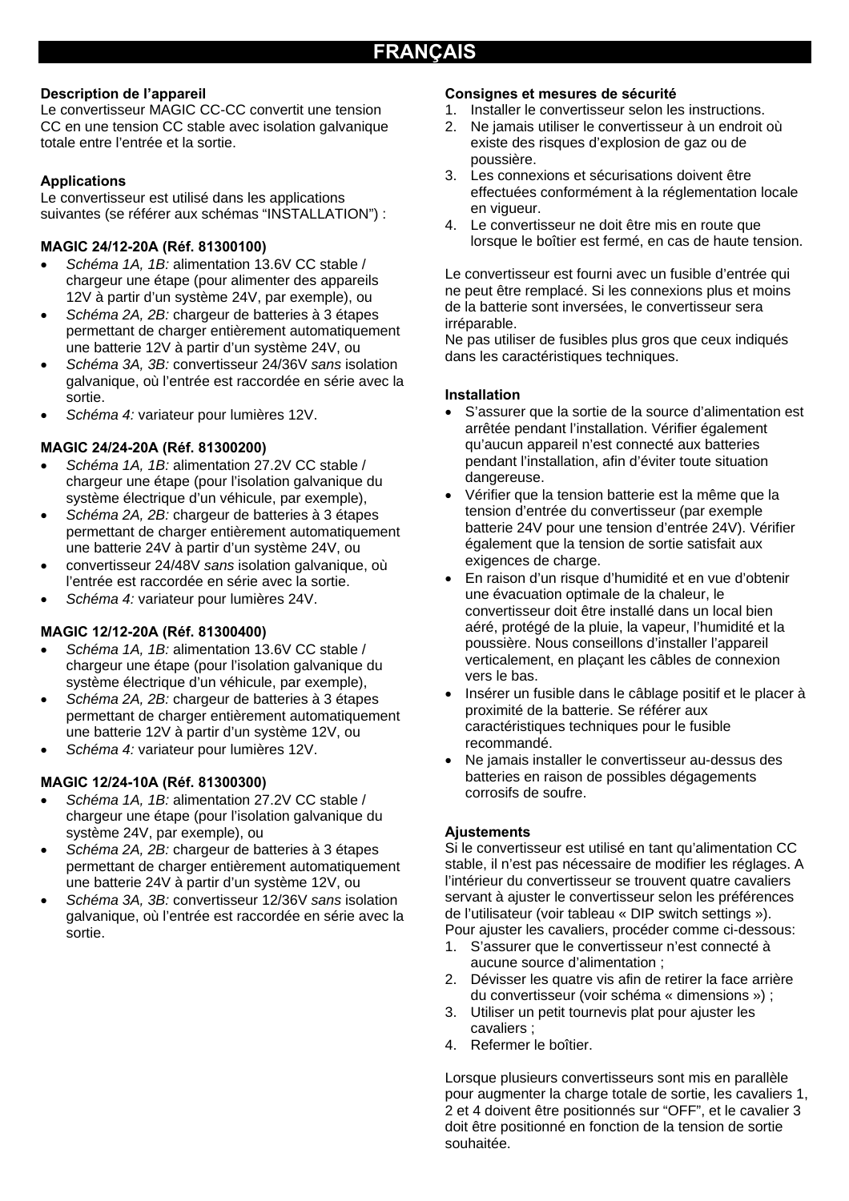# FRANÇAIS

**Description de l'appareil**
Le convertisseur MAGIC CC-CC convertit une tension CC en une tension CC stable avec isolation galvanique totale entre l'entrée et la sortie.

**Applications**
Le convertisseur est utilisé dans les applications suivantes (se référer aux schémas "INSTALLATION") :

**MAGIC 24/12-20A (Réf. 81300100)**

- *Schéma 1A, 1B:* alimentation 13.6V CC stable / chargeur une étape (pour alimenter des appareils 12V à partir d'un système 24V, par exemple), ou
- *Schéma 2A, 2B:* chargeur de batteries à 3 étapes permettant de charger entièrement automatiquement une batterie 12V à partir d'un système 24V, ou
- *Schéma 3A, 3B:* convertisseur 24/36V *sans* isolation galvanique, où l'entrée est raccordée en série avec la sortie.
- *Schéma 4:* variateur pour lumières 12V.

**MAGIC 24/24-20A (Réf. 81300200)**

- *Schéma 1A, 1B:* alimentation 27.2V CC stable / chargeur une étape (pour l'isolation galvanique du système électrique d'un véhicule, par exemple),
- *Schéma 2A, 2B:* chargeur de batteries à 3 étapes permettant de charger entièrement automatiquement une batterie 24V à partir d'un système 24V, ou
- convertisseur 24/48V *sans* isolation galvanique, où l'entrée est raccordée en série avec la sortie.
- *Schéma 4:* variateur pour lumières 24V.

**MAGIC 12/12-20A (Réf. 81300400)**

- *Schéma 1A, 1B:* alimentation 13.6V CC stable / chargeur une étape (pour l'isolation galvanique du système électrique d'un véhicule, par exemple),
- *Schéma 2A, 2B:* chargeur de batteries à 3 étapes permettant de charger entièrement automatiquement une batterie 12V à partir d'un système 12V, ou
- *Schéma 4:* variateur pour lumières 12V.

**MAGIC 12/24-10A (Réf. 81300300)**

- *Schéma 1A, 1B:* alimentation 27.2V CC stable / chargeur une étape (pour l'isolation galvanique du système 24V, par exemple), ou
- *Schéma 2A, 2B:* chargeur de batteries à 3 étapes permettant de charger entièrement automatiquement une batterie 24V à partir d'un système 12V, ou
- *Schéma 3A, 3B:* convertisseur 12/36V *sans* isolation galvanique, où l'entrée est raccordée en série avec la sortie.

**Consignes et mesures de sécurité**

1. Installer le convertisseur selon les instructions.
2. Ne jamais utiliser le convertisseur à un endroit où existe des risques d'explosion de gaz ou de poussière.
3. Les connexions et sécurisations doivent être effectuées conformément à la réglementation locale en vigueur.
4. Le convertisseur ne doit être mis en route que lorsque le boîtier est fermé, en cas de haute tension.

Le convertisseur est fourni avec un fusible d'entrée qui ne peut être remplacé. Si les connexions plus et moins de la batterie sont inversées, le convertisseur sera irréparable.
Ne pas utiliser de fusibles plus gros que ceux indiqués dans les caractéristiques techniques.

**Installation**

- S'assurer que la sortie de la source d'alimentation est arrêtée pendant l'installation. Vérifier également qu'aucun appareil n'est connecté aux batteries pendant l'installation, afin d'éviter toute situation dangereuse.
- Vérifier que la tension batterie est la même que la tension d'entrée du convertisseur (par exemple batterie 24V pour une tension d'entrée 24V). Vérifier également que la tension de sortie satisfait aux exigences de charge.
- En raison d'un risque d'humidité et en vue d'obtenir une évacuation optimale de la chaleur, le convertisseur doit être installé dans un local bien aéré, protégé de la pluie, la vapeur, l'humidité et la poussière. Nous conseillons d'installer l'appareil verticalement, en plaçant les câbles de connexion vers le bas.
- Insérer un fusible dans le câblage positif et le placer à proximité de la batterie. Se référer aux caractéristiques techniques pour le fusible recommandé.
- Ne jamais installer le convertisseur au-dessus des batteries en raison de possibles dégagements corrosifs de soufre.

**Ajustements**
Si le convertisseur est utilisé en tant qu'alimentation CC stable, il n'est pas nécessaire de modifier les réglages. A l'intérieur du convertisseur se trouvent quatre cavaliers servant à ajuster le convertisseur selon les préférences de l'utilisateur (voir tableau « DIP switch settings »).
Pour ajuster les cavaliers, procéder comme ci-dessous:

1. S'assurer que le convertisseur n'est connecté à aucune source d'alimentation ;
2. Dévisser les quatre vis afin de retirer la face arrière du convertisseur (voir schéma « dimensions ») ;
3. Utiliser un petit tournevis plat pour ajuster les cavaliers ;
4. Refermer le boîtier.

Lorsque plusieurs convertisseurs sont mis en parallèle pour augmenter la charge totale de sortie, les cavaliers 1, 2 et 4 doivent être positionnés sur "OFF", et le cavalier 3 doit être positionné en fonction de la tension de sortie souhaitée.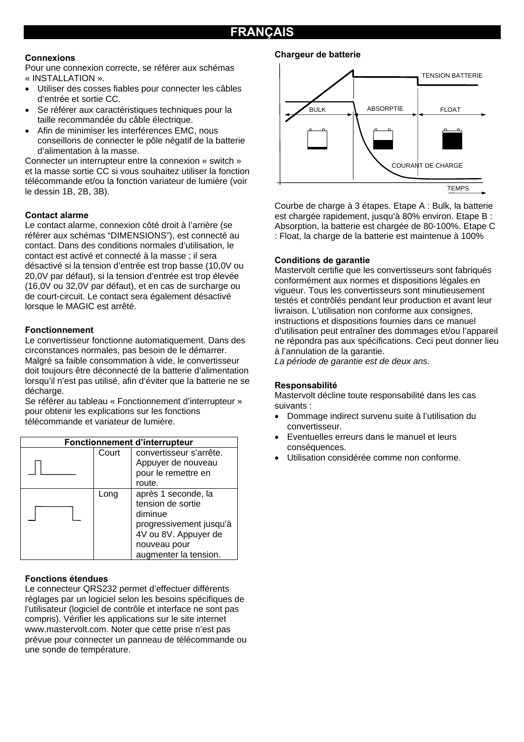# FRANÇAIS

### Connexions

Pour une connexion correcte, se référer aux schémas « INSTALLATION ».

- Utiliser des cosses fiables pour connecter les câbles d'entrée et sortie CC.
- Se référer aux caractéristiques techniques pour la taille recommandée du câble électrique.
- Afin de minimiser les interférences EMC, nous conseillons de connecter le pôle négatif de la batterie d'alimentation à la masse.

Connecter un interrupteur entre la connexion « switch » et la masse sortie CC si vous souhaitez utiliser la fonction télécommande et/ou la fonction variateur de lumière (voir le dessin 1B, 2B, 3B).

### Contact alarme

Le contact alarme, connexion côté droit à l'arrière (se référer aux schémas "DIMENSIONS"), est connecté au contact. Dans des conditions normales d'utilisation, le contact est activé et connecté à la masse ; il sera désactivé si la tension d'entrée est trop basse (10,0V ou 20,0V par défaut), si la tension d'entrée est trop élevée (16,0V ou 32,0V par défaut), et en cas de surcharge ou de court-circuit. Le contact sera également désactivé lorsque le MAGIC est arrêté.

### Fonctionnement

Le convertisseur fonctionne automatiquement. Dans des circonstances normales, pas besoin de le démarrer. Malgré sa faible consommation à vide, le convertisseur doit toujours être déconnecté de la batterie d'alimentation lorsqu'il n'est pas utilisé, afin d'éviter que la batterie ne se décharge.

Se référer au tableau « Fonctionnement d'interrupteur » pour obtenir les explications sur les fonctions télécommande et variateur de lumière.

| Fonctionnement d'interrupteur | | |
|---|---|---|
| | Court | convertisseur s'arrête. Appuyer de nouveau pour le remettre en route. |
| | Long | après 1 seconde, la tension de sortie diminue progressivement jusqu'à 4V ou 8V. Appuyer de nouveau pour augmenter la tension. |

### Fonctions étendues

Le connecteur QRS232 permet d'effectuer différents réglages par un logiciel selon les besoins spécifiques de l'utilisateur (logiciel de contrôle et interface ne sont pas compris). Vérifier les applications sur le site internet www.mastervolt.com. Noter que cette prise n'est pas prévue pour connecter un panneau de télécommande ou une sonde de température.

### Chargeur de batterie

TENSION BATTERIE

BULK — ABSORPTIE — FLOAT

COURANT DE CHARGE

TEMPS

Courbe de charge à 3 étapes. Etape A : Bulk, la batterie est chargée rapidement, jusqu'à 80% environ. Etape B : Absorption, la batterie est chargée de 80-100%. Etape C : Float, la charge de la batterie est maintenue à 100%

### Conditions de garantie

Mastervolt certifie que les convertisseurs sont fabriqués conformément aux normes et dispositions légales en vigueur. Tous les convertisseurs sont minutieusement testés et contrôlés pendant leur production et avant leur livraison. L'utilisation non conforme aux consignes, instructions et dispositions fournies dans ce manuel d'utilisation peut entraîner des dommages et/ou l'appareil ne répondra pas aux spécifications. Ceci peut donner lieu à l'annulation de la garantie.

*La période de garantie est de deux ans.*

### Responsabilité

Mastervolt décline toute responsabilité dans les cas suivants :

- Dommage indirect survenu suite à l'utilisation du convertisseur.
- Eventuelles erreurs dans le manuel et leurs conséquences.
- Utilisation considérée comme non conforme.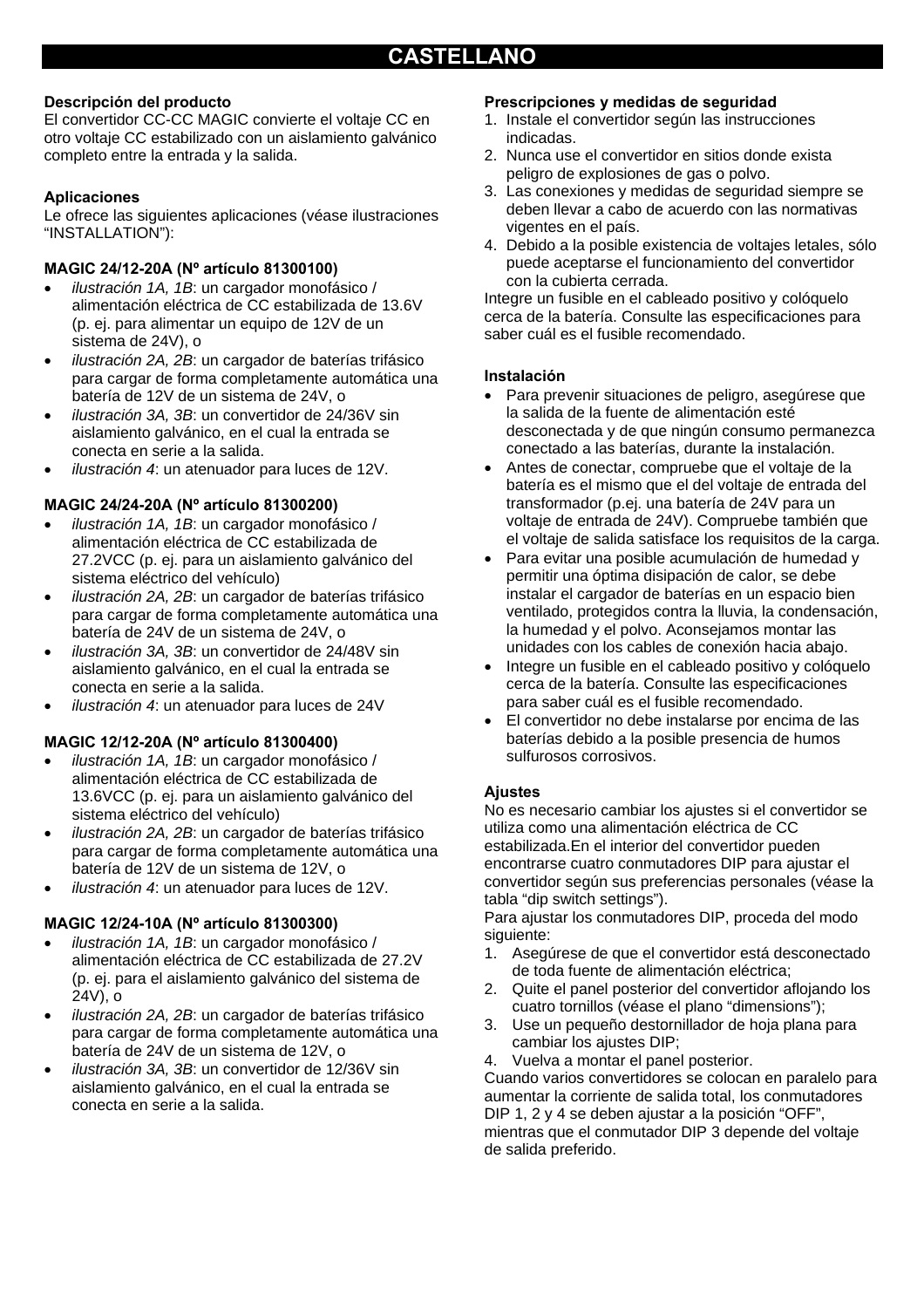# CASTELLANO

**Descripción del producto**
El convertidor CC-CC MAGIC convierte el voltaje CC en otro voltaje CC estabilizado con un aislamiento galvánico completo entre la entrada y la salida.

**Aplicaciones**
Le ofrece las siguientes aplicaciones (véase ilustraciones "INSTALLATION"):

**MAGIC 24/12-20A (Nº artículo 81300100)**

- *ilustración 1A, 1B*: un cargador monofásico / alimentación eléctrica de CC estabilizada de 13.6V (p. ej. para alimentar un equipo de 12V de un sistema de 24V), o
- *ilustración 2A, 2B*: un cargador de baterías trifásico para cargar de forma completamente automática una batería de 12V de un sistema de 24V, o
- *ilustración 3A, 3B*: un convertidor de 24/36V sin aislamiento galvánico, en el cual la entrada se conecta en serie a la salida.
- *ilustración 4*: un atenuador para luces de 12V.

**MAGIC 24/24-20A (Nº artículo 81300200)**

- *ilustración 1A, 1B*: un cargador monofásico / alimentación eléctrica de CC estabilizada de 27.2VCC (p. ej. para un aislamiento galvánico del sistema eléctrico del vehículo)
- *ilustración 2A, 2B*: un cargador de baterías trifásico para cargar de forma completamente automática una batería de 24V de un sistema de 24V, o
- *ilustración 3A, 3B*: un convertidor de 24/48V sin aislamiento galvánico, en el cual la entrada se conecta en serie a la salida.
- *ilustración 4*: un atenuador para luces de 24V

**MAGIC 12/12-20A (Nº artículo 81300400)**

- *ilustración 1A, 1B*: un cargador monofásico / alimentación eléctrica de CC estabilizada de 13.6VCC (p. ej. para un aislamiento galvánico del sistema eléctrico del vehículo)
- *ilustración 2A, 2B*: un cargador de baterías trifásico para cargar de forma completamente automática una batería de 12V de un sistema de 12V, o
- *ilustración 4*: un atenuador para luces de 12V.

**MAGIC 12/24-10A (Nº artículo 81300300)**

- *ilustración 1A, 1B*: un cargador monofásico / alimentación eléctrica de CC estabilizada de 27.2V (p. ej. para el aislamiento galvánico del sistema de 24V), o
- *ilustración 2A, 2B*: un cargador de baterías trifásico para cargar de forma completamente automática una batería de 24V de un sistema de 12V, o
- *ilustración 3A, 3B*: un convertidor de 12/36V sin aislamiento galvánico, en el cual la entrada se conecta en serie a la salida.

**Prescripciones y medidas de seguridad**

1. Instale el convertidor según las instrucciones indicadas.
2. Nunca use el convertidor en sitios donde exista peligro de explosiones de gas o polvo.
3. Las conexiones y medidas de seguridad siempre se deben llevar a cabo de acuerdo con las normativas vigentes en el país.
4. Debido a la posible existencia de voltajes letales, sólo puede aceptarse el funcionamiento del convertidor con la cubierta cerrada.

Integre un fusible en el cableado positivo y colóquelo cerca de la batería. Consulte las especificaciones para saber cuál es el fusible recomendado.

**Instalación**

- Para prevenir situaciones de peligro, asegúrese que la salida de la fuente de alimentación esté desconectada y de que ningún consumo permanezca conectado a las baterías, durante la instalación.
- Antes de conectar, compruebe que el voltaje de la batería es el mismo que el del voltaje de entrada del transformador (p.ej. una batería de 24V para un voltaje de entrada de 24V). Compruebe también que el voltaje de salida satisface los requisitos de la carga.
- Para evitar una posible acumulación de humedad y permitir una óptima disipación de calor, se debe instalar el cargador de baterías en un espacio bien ventilado, protegidos contra la lluvia, la condensación, la humedad y el polvo. Aconsejamos montar las unidades con los cables de conexión hacia abajo.
- Integre un fusible en el cableado positivo y colóquelo cerca de la batería. Consulte las especificaciones para saber cuál es el fusible recomendado.
- El convertidor no debe instalarse por encima de las baterías debido a la posible presencia de humos sulfurosos corrosivos.

**Ajustes**
No es necesario cambiar los ajustes si el convertidor se utiliza como una alimentación eléctrica de CC estabilizada.En el interior del convertidor pueden encontrarse cuatro conmutadores DIP para ajustar el convertidor según sus preferencias personales (véase la tabla "dip switch settings").
Para ajustar los conmutadores DIP, proceda del modo siguiente:

1. Asegúrese de que el convertidor está desconectado de toda fuente de alimentación eléctrica;
2. Quite el panel posterior del convertidor aflojando los cuatro tornillos (véase el plano "dimensions");
3. Use un pequeño destornillador de hoja plana para cambiar los ajustes DIP;
4. Vuelva a montar el panel posterior.

Cuando varios convertidores se colocan en paralelo para aumentar la corriente de salida total, los conmutadores DIP 1, 2 y 4 se deben ajustar a la posición "OFF", mientras que el conmutador DIP 3 depende del voltaje de salida preferido.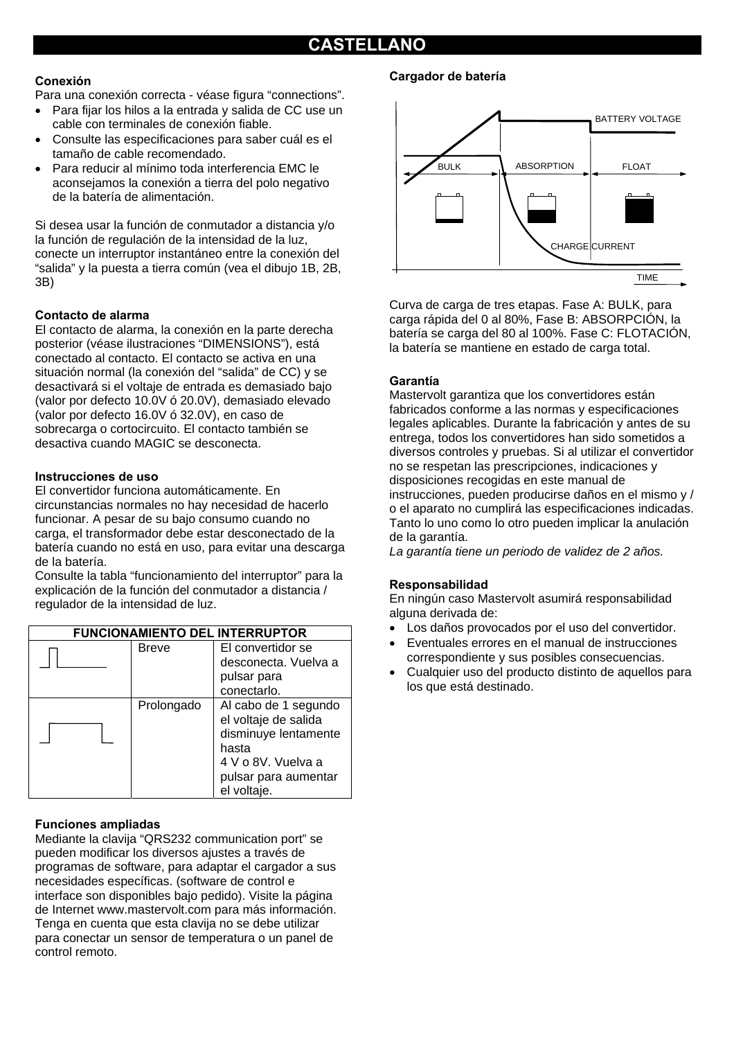# CASTELLANO

### Conexión

Para una conexión correcta - véase figura "connections".

- Para fijar los hilos a la entrada y salida de CC use un cable con terminales de conexión fiable.
- Consulte las especificaciones para saber cuál es el tamaño de cable recomendado.
- Para reducir al mínimo toda interferencia EMC le aconsejamos la conexión a tierra del polo negativo de la batería de alimentación.

Si desea usar la función de conmutador a distancia y/o la función de regulación de la intensidad de la luz, conecte un interruptor instantáneo entre la conexión del "salida" y la puesta a tierra común (vea el dibujo 1B, 2B, 3B)

### Contacto de alarma

El contacto de alarma, la conexión en la parte derecha posterior (véase ilustraciones "DIMENSIONS"), está conectado al contacto. El contacto se activa en una situación normal (la conexión del "salida" de CC) y se desactivará si el voltaje de entrada es demasiado bajo (valor por defecto 10.0V ó 20.0V), demasiado elevado (valor por defecto 16.0V ó 32.0V), en caso de sobrecarga o cortocircuito. El contacto también se desactiva cuando MAGIC se desconecta.

### Instrucciones de uso

El convertidor funciona automáticamente. En circunstancias normales no hay necesidad de hacerlo funcionar. A pesar de su bajo consumo cuando no carga, el transformador debe estar desconectado de la batería cuando no está en uso, para evitar una descarga de la batería.

Consulte la tabla "funcionamiento del interruptor" para la explicación de la función del conmutador a distancia / regulador de la intensidad de luz.

| FUNCIONAMIENTO DEL INTERRUPTOR | | |
|---|---|---|
| | Breve | El convertidor se desconecta. Vuelva a pulsar para conectarlo. |
| | Prolongado | Al cabo de 1 segundo el voltaje de salida disminuye lentamente hasta 4 V o 8V. Vuelva a pulsar para aumentar el voltaje. |

### Funciones ampliadas

Mediante la clavija "QRS232 communication port" se pueden modificar los diversos ajustes a través de programas de software, para adaptar el cargador a sus necesidades específicas. (software de control e interface son disponibles bajo pedido). Visite la página de Internet www.mastervolt.com para más información. Tenga en cuenta que esta clavija no se debe utilizar para conectar un sensor de temperatura o un panel de control remoto.

### Cargador de batería

BATTERY VOLTAGE

BULK | ABSORPTION | FLOAT

CHARGE CURRENT

TIME

Curva de carga de tres etapas. Fase A: BULK, para carga rápida del 0 al 80%, Fase B: ABSORPCIÓN, la batería se carga del 80 al 100%. Fase C: FLOTACIÓN, la batería se mantiene en estado de carga total.

### Garantía

Mastervolt garantiza que los convertidores están fabricados conforme a las normas y especificaciones legales aplicables. Durante la fabricación y antes de su entrega, todos los convertidores han sido sometidos a diversos controles y pruebas. Si al utilizar el convertidor no se respetan las prescripciones, indicaciones y disposiciones recogidas en este manual de instrucciones, pueden producirse daños en el mismo y / o el aparato no cumplirá las especificaciones indicadas. Tanto lo uno como lo otro pueden implicar la anulación de la garantía.

*La garantía tiene un periodo de validez de 2 años.*

### Responsabilidad

En ningún caso Mastervolt asumirá responsabilidad alguna derivada de:

- Los daños provocados por el uso del convertidor.
- Eventuales errores en el manual de instrucciones correspondiente y sus posibles consecuencias.
- Cualquier uso del producto distinto de aquellos para los que está destinado.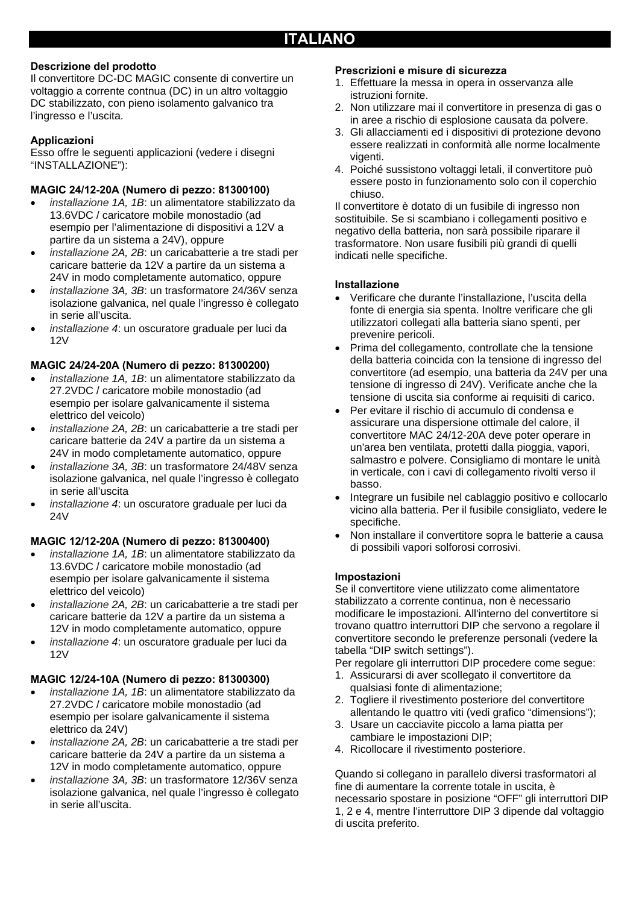# ITALIANO

**Descrizione del prodotto**
Il convertitore DC-DC MAGIC consente di convertire un voltaggio a corrente contnua (DC) in un altro voltaggio DC stabilizzato, con pieno isolamento galvanico tra l'ingresso e l'uscita.

**Applicazioni**
Esso offre le seguenti applicazioni (vedere i disegni "INSTALLAZIONE"):

**MAGIC 24/12-20A (Numero di pezzo: 81300100)**

- *installazione 1A, 1B*: un alimentatore stabilizzato da 13.6VDC / caricatore mobile monostadio (ad esempio per l'alimentazione di dispositivi a 12V a partire da un sistema a 24V), oppure
- *installazione 2A, 2B*: un caricabatterie a tre stadi per caricare batterie da 12V a partire da un sistema a 24V in modo completamente automatico, oppure
- *installazione 3A, 3B*: un trasformatore 24/36V senza isolazione galvanica, nel quale l'ingresso è collegato in serie all'uscita.
- *installazione 4*: un oscuratore graduale per luci da 12V

**MAGIC 24/24-20A (Numero di pezzo: 81300200)**

- *installazione 1A, 1B*: un alimentatore stabilizzato da 27.2VDC / caricatore mobile monostadio (ad esempio per isolare galvanicamente il sistema elettrico del veicolo)
- *installazione 2A, 2B*: un caricabatterie a tre stadi per caricare batterie da 24V a partire da un sistema a 24V in modo completamente automatico, oppure
- *installazione 3A, 3B*: un trasformatore 24/48V senza isolazione galvanica, nel quale l'ingresso è collegato in serie all'uscita
- *installazione 4*: un oscuratore graduale per luci da 24V

**MAGIC 12/12-20A (Numero di pezzo: 81300400)**

- *installazione 1A, 1B*: un alimentatore stabilizzato da 13.6VDC / caricatore mobile monostadio (ad esempio per isolare galvanicamente il sistema elettrico del veicolo)
- *installazione 2A, 2B*: un caricabatterie a tre stadi per caricare batterie da 12V a partire da un sistema a 12V in modo completamente automatico, oppure
- *installazione 4*: un oscuratore graduale per luci da 12V

**MAGIC 12/24-10A (Numero di pezzo: 81300300)**

- *installazione 1A, 1B*: un alimentatore stabilizzato da 27.2VDC / caricatore mobile monostadio (ad esempio per isolare galvanicamente il sistema elettrico da 24V)
- *installazione 2A, 2B*: un caricabatterie a tre stadi per caricare batterie da 24V a partire da un sistema a 12V in modo completamente automatico, oppure
- *installazione 3A, 3B*: un trasformatore 12/36V senza isolazione galvanica, nel quale l'ingresso è collegato in serie all'uscita.

**Prescrizioni e misure di sicurezza**

1. Effettuare la messa in opera in osservanza alle istruzioni fornite.
2. Non utilizzare mai il convertitore in presenza di gas o in aree a rischio di esplosione causata da polvere.
3. Gli allacciamenti ed i dispositivi di protezione devono essere realizzati in conformità alle norme localmente vigenti.
4. Poiché sussistono voltaggi letali, il convertitore può essere posto in funzionamento solo con il coperchio chiuso.

Il convertitore è dotato di un fusibile di ingresso non sostituibile. Se si scambiano i collegamenti positivo e negativo della batteria, non sarà possibile riparare il trasformatore. Non usare fusibili più grandi di quelli indicati nelle specifiche.

**Installazione**

- Verificare che durante l'installazione, l'uscita della fonte di energia sia spenta. Inoltre verificare che gli utilizzatori collegati alla batteria siano spenti, per prevenire pericoli.
- Prima del collegamento, controllate che la tensione della batteria coincida con la tensione di ingresso del convertitore (ad esempio, una batteria da 24V per una tensione di ingresso di 24V). Verificate anche che la tensione di uscita sia conforme ai requisiti di carico.
- Per evitare il rischio di accumulo di condensa e assicurare una dispersione ottimale del calore, il convertitore MAC 24/12-20A deve poter operare in un'area ben ventilata, protetti dalla pioggia, vapori, salmastro e polvere. Consigliamo di montare le unità in verticale, con i cavi di collegamento rivolti verso il basso.
- Integrare un fusibile nel cablaggio positivo e collocarlo vicino alla batteria. Per il fusibile consigliato, vedere le specifiche.
- Non installare il convertitore sopra le batterie a causa di possibili vapori solforosi corrosivi.

**Impostazioni**
Se il convertitore viene utilizzato come alimentatore stabilizzato a corrente continua, non è necessario modificare le impostazioni. All'interno del convertitore si trovano quattro interruttori DIP che servono a regolare il convertitore secondo le preferenze personali (vedere la tabella "DIP switch settings").
Per regolare gli interruttori DIP procedere come segue:

1. Assicurarsi di aver scollegato il convertitore da qualsiasi fonte di alimentazione;
2. Togliere il rivestimento posteriore del convertitore allentando le quattro viti (vedi grafico "dimensions");
3. Usare un cacciavite piccolo a lama piatta per cambiare le impostazioni DIP;
4. Ricollocare il rivestimento posteriore.

Quando si collegano in parallelo diversi trasformatori al fine di aumentare la corrente totale in uscita, è necessario spostare in posizione "OFF" gli interruttori DIP 1, 2 e 4, mentre l'interruttore DIP 3 dipende dal voltaggio di uscita preferito.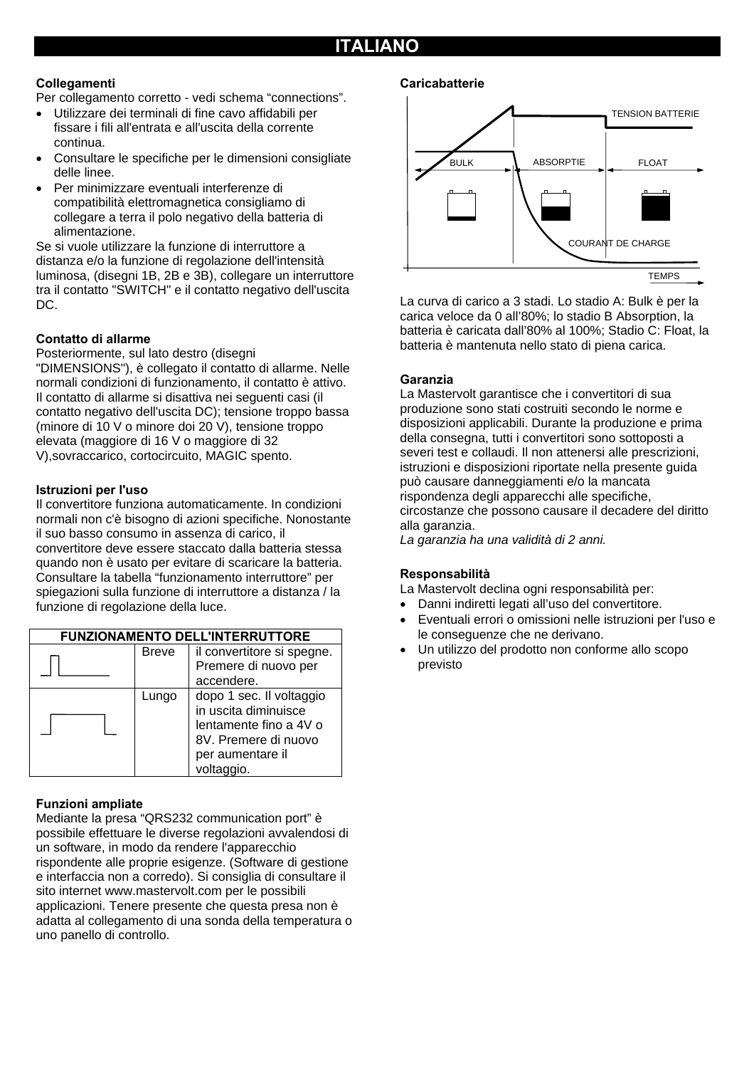# ITALIANO

### Collegamenti

Per collegamento corretto - vedi schema "connections".

- Utilizzare dei terminali di fine cavo affidabili per fissare i fili all'entrata e all'uscita della corrente continua.
- Consultare le specifiche per le dimensioni consigliate delle linee.
- Per minimizzare eventuali interferenze di compatibilità elettromagnetica consigliamo di collegare a terra il polo negativo della batteria di alimentazione.

Se si vuole utilizzare la funzione di interruttore a distanza e/o la funzione di regolazione dell'intensità luminosa, (disegni 1B, 2B e 3B), collegare un interruttore tra il contatto "SWITCH" e il contatto negativo dell'uscita DC.

### Contatto di allarme

Posteriormente, sul lato destro (disegni "DIMENSIONS"), è collegato il contatto di allarme. Nelle normali condizioni di funzionamento, il contatto è attivo. Il contatto di allarme si disattiva nei seguenti casi (il contatto negativo dell'uscita DC); tensione troppo bassa (minore di 10 V o minore doi 20 V), tensione troppo elevata (maggiore di 16 V o maggiore di 32 V),sovraccarico, cortocircuito, MAGIC spento.

### Istruzioni per l'uso

Il convertitore funziona automaticamente. In condizioni normali non c'è bisogno di azioni specifiche. Nonostante il suo basso consumo in assenza di carico, il convertitore deve essere staccato dalla batteria stessa quando non è usato per evitare di scaricare la batteria. Consultare la tabella "funzionamento interruttore" per spiegazioni sulla funzione di interruttore a distanza / la funzione di regolazione della luce.

| FUNZIONAMENTO DELL'INTERRUTTORE | | |
|---|---|---|
| | Breve | il convertitore si spegne. Premere di nuovo per accendere. |
| | Lungo | dopo 1 sec. Il voltaggio in uscita diminuisce lentamente fino a 4V o 8V. Premere di nuovo per aumentare il voltaggio. |

### Funzioni ampliate

Mediante la presa "QRS232 communication port" è possibile effettuare le diverse regolazioni avvalendosi di un software, in modo da rendere l'apparecchio rispondente alle proprie esigenze. (Software di gestione e interfaccia non a corredo). Si consiglia di consultare il sito internet www.mastervolt.com per le possibili applicazioni. Tenere presente che questa presa non è adatta al collegamento di una sonda della temperatura o uno panello di controllo.

### Caricabatterie

TENSION BATTERIE

BULK ABSORPTIE FLOAT

COURANT DE CHARGE

TEMPS

La curva di carico a 3 stadi. Lo stadio A: Bulk è per la carica veloce da 0 all'80%; lo stadio B Absorption, la batteria è caricata dall'80% al 100%; Stadio C: Float, la batteria è mantenuta nello stato di piena carica.

### Garanzia

La Mastervolt garantisce che i convertitori di sua produzione sono stati costruiti secondo le norme e disposizioni applicabili. Durante la produzione e prima della consegna, tutti i convertitori sono sottoposti a severi test e collaudi. Il non attenersi alle prescrizioni, istruzioni e disposizioni riportate nella presente guida può causare danneggiamenti e/o la mancata rispondenza degli apparecchi alle specifiche, circostanze che possono causare il decadere del diritto alla garanzia.

*La garanzia ha una validità di 2 anni.*

### Responsabilità

La Mastervolt declina ogni responsabilità per:

- Danni indiretti legati all'uso del convertitore.
- Eventuali errori o omissioni nelle istruzioni per l'uso e le conseguenze che ne derivano.
- Un utilizzo del prodotto non conforme allo scopo previsto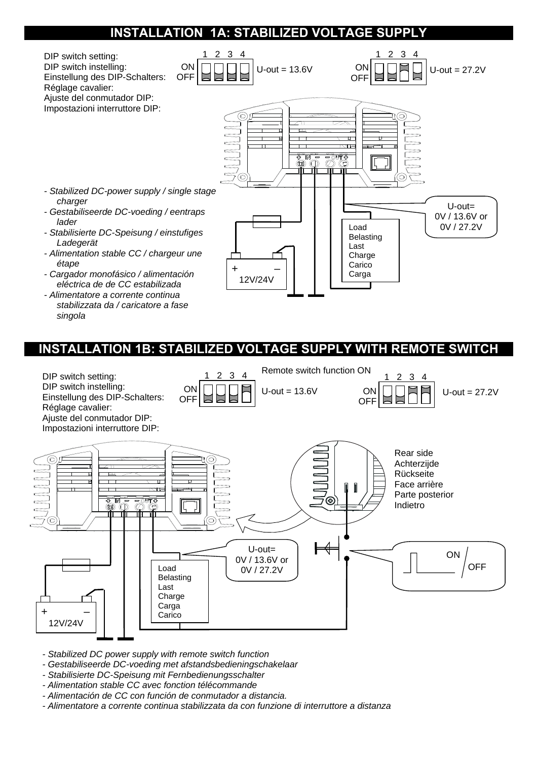## INSTALLATION 1A: STABILIZED VOLTAGE SUPPLY

DIP switch setting:
DIP switch instelling:
Einstellung des DIP-Schalters:
Réglage cavalier:
Ajuste del conmutador DIP:
Impostazioni interruttore DIP:

1 2 3 4
ON
OFF
U-out = 13.6V

1 2 3 4
ON
OFF
U-out = 27.2V

- *Stabilized DC-power supply / single stage charger*
- *Gestabiliseerde DC-voeding / eentraps lader*
- *Stabilisierte DC-Speisung / einstufiges Ladegerät*
- *Alimentation stable CC / chargeur une étape*
- *Cargador monofásico / alimentación eléctrica de de CC estabilizada*
- *Alimentatore a corrente continua stabilizzata da / caricatore a fase singola*

U-out= 0V / 13.6V or 0V / 27.2V

Load
Belasting
Last
Charge
Carico
Carga

\+ –
12V/24V

## INSTALLATION 1B: STABILIZED VOLTAGE SUPPLY WITH REMOTE SWITCH

DIP switch setting:
DIP switch instelling:
Einstellung des DIP-Schalters:
Réglage cavalier:
Ajuste del conmutador DIP:
Impostazioni interruttore DIP:

Remote switch function ON

1 2 3 4
ON
OFF
U-out = 13.6V

1 2 3 4
ON
OFF
U-out = 27.2V

Rear side
Achterzijde
Rückseite
Face arrière
Parte posterior
Indietro

U-out= 0V / 13.6V or 0V / 27.2V

ON
OFF

Load
Belasting
Last
Charge
Carga
Carico

\+ –
12V/24V

- *Stabilized DC power supply with remote switch function*
- *Gestabiliseerde DC-voeding met afstandsbedieningschakelaar*
- *Stabilisierte DC-Speisung mit Fernbedienungsschalter*
- *Alimentation stable CC avec fonction télécommande*
- *Alimentación de CC con función de conmutador a distancia.*
- *Alimentatore a corrente continua stabilizzata da con funzione di interruttore a distanza*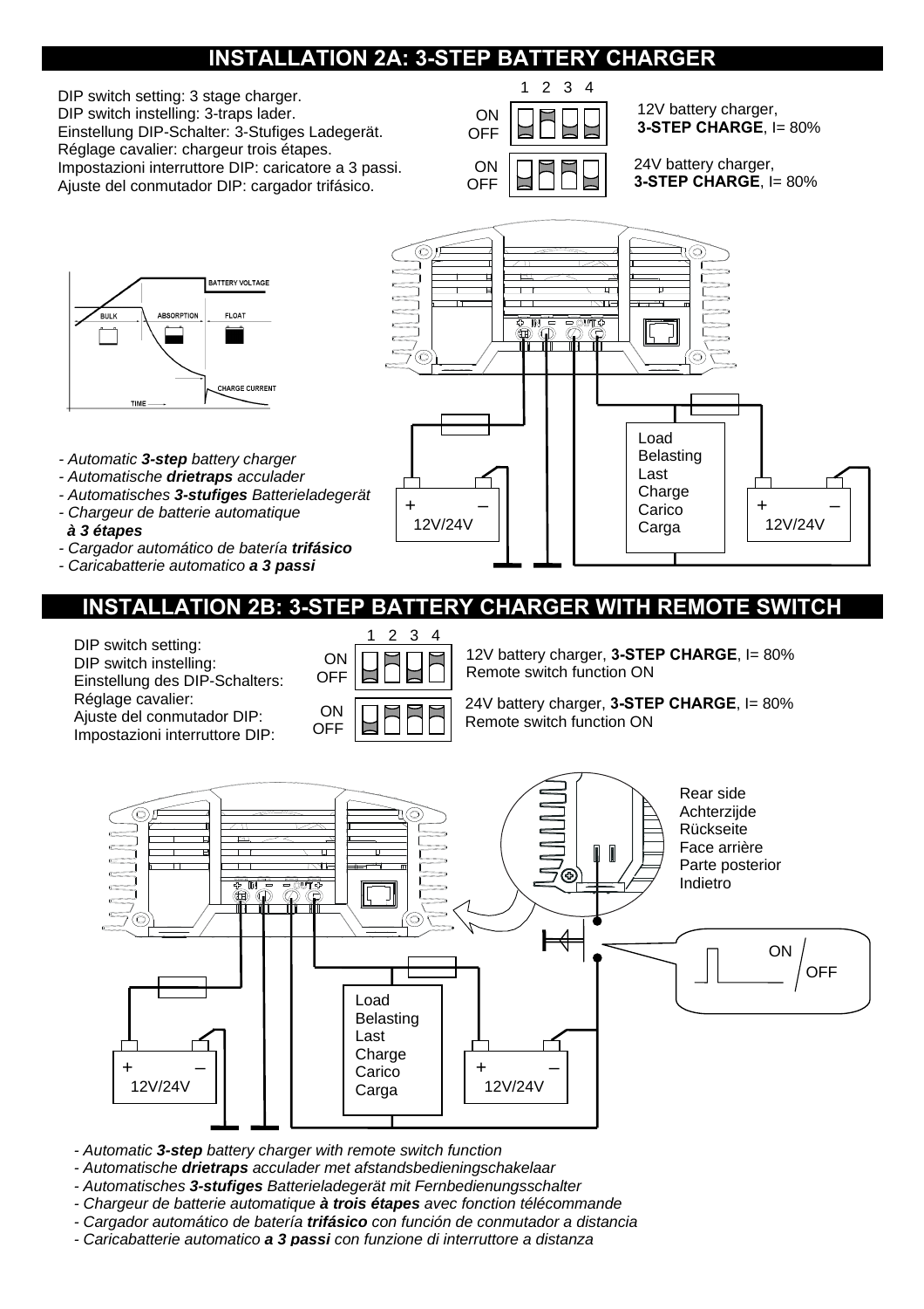# INSTALLATION 2A: 3-STEP BATTERY CHARGER

DIP switch setting: 3 stage charger.
DIP switch instelling: 3-traps lader.
Einstellung DIP-Schalter: 3-Stufiges Ladegerät.
Réglage cavalier: chargeur trois étapes.
Impostazioni interruttore DIP: caricatore a 3 passi.
Ajuste del conmutador DIP: cargador trifásico.

| | 1 2 3 4 | |
|---|---|---|
| ON / OFF | | 12V battery charger, **3-STEP CHARGE**, I= 80% |
| ON / OFF | | 24V battery charger, **3-STEP CHARGE**, I= 80% |

BATTERY VOLTAGE
BULK ABSORPTION FLOAT
CHARGE CURRENT
TIME

- *Automatic **3-step** battery charger*
- *Automatische **drietraps** acculader*
- *Automatisches **3-stufiges** Batterieladegerät*
- *Chargeur de batterie automatique **à 3 étapes***
- *Cargador automático de batería **trifásico***
- *Caricabatterie automatico **a 3 passi***

+ – 12V/24V
Load Belasting Last Charge Carico Carga
+ – 12V/24V

# INSTALLATION 2B: 3-STEP BATTERY CHARGER WITH REMOTE SWITCH

DIP switch setting:
DIP switch instelling:
Einstellung des DIP-Schalters:
Réglage cavalier:
Ajuste del conmutador DIP:
Impostazioni interruttore DIP:

| | 1 2 3 4 | |
|---|---|---|
| ON / OFF | | 12V battery charger, **3-STEP CHARGE**, I= 80% Remote switch function ON |
| ON / OFF | | 24V battery charger, **3-STEP CHARGE**, I= 80% Remote switch function ON |

Rear side
Achterzijde
Rückseite
Face arrière
Parte posterior
Indietro

ON OFF

+ – 12V/24V
Load Belasting Last Charge Carico Carga
+ – 12V/24V

- *Automatic **3-step** battery charger with remote switch function*
- *Automatische **drietraps** acculader met afstandsbedieningschakelaar*
- *Automatisches **3-stufiges** Batterieladegerät mit Fernbedienungsschalter*
- *Chargeur de batterie automatique **à trois étapes** avec fonction télécommande*
- *Cargador automático de batería **trifásico** con función de conmutador a distancia*
- *Caricabatterie automatico **a 3 passi** con funzione di interruttore a distanza*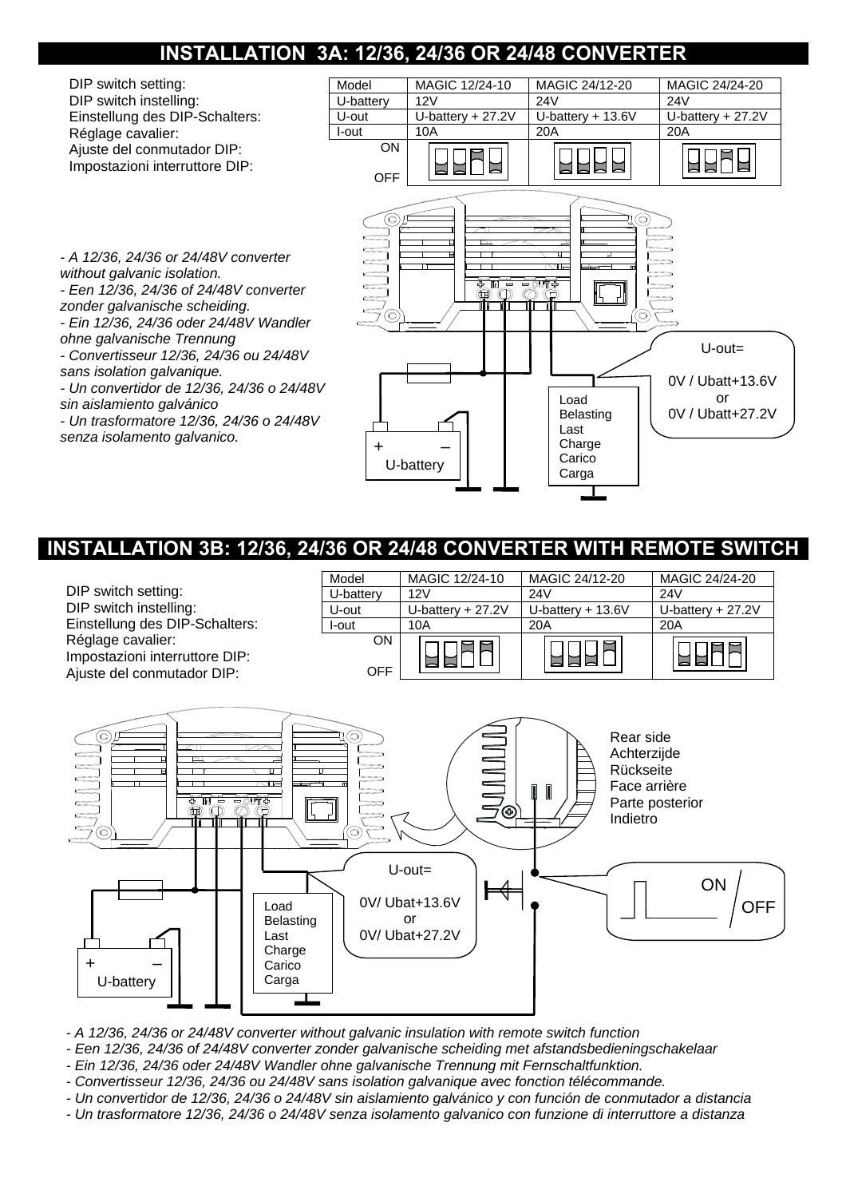# INSTALLATION 3A: 12/36, 24/36 OR 24/48 CONVERTER

DIP switch setting:
DIP switch instelling:
Einstellung des DIP-Schalters:
Réglage cavalier:
Ajuste del conmutador DIP:
Impostazioni interruttore DIP:

| Model | MAGIC 12/24-10 | MAGIC 24/12-20 | MAGIC 24/24-20 |
|---|---|---|---|
| U-battery | 12V | 24V | 24V |
| U-out | U-battery + 27.2V | U-battery + 13.6V | U-battery + 27.2V |
| I-out | 10A | 20A | 20A |
| ON / OFF | | | |

*- A 12/36, 24/36 or 24/48V converter without galvanic isolation.*
*- Een 12/36, 24/36 of 24/48V converter zonder galvanische scheiding.*
*- Ein 12/36, 24/36 oder 24/48V Wandler ohne galvanische Trennung*
*- Convertisseur 12/36, 24/36 ou 24/48V sans isolation galvanique.*
*- Un convertidor de 12/36, 24/36 o 24/48V sin aislamiento galvánico*
*- Un trasformatore 12/36, 24/36 o 24/48V senza isolamento galvanico.*

U-out=
0V / Ubatt+13.6V
or
0V / Ubatt+27.2V

Load
Belasting
Last
Charge
Carico
Carga

\+ –
U-battery

# INSTALLATION 3B: 12/36, 24/36 OR 24/48 CONVERTER WITH REMOTE SWITCH

DIP switch setting:
DIP switch instelling:
Einstellung des DIP-Schalters:
Réglage cavalier:
Impostazioni interruttore DIP:
Ajuste del conmutador DIP:

| Model | MAGIC 12/24-10 | MAGIC 24/12-20 | MAGIC 24/24-20 |
|---|---|---|---|
| U-battery | 12V | 24V | 24V |
| U-out | U-battery + 27.2V | U-battery + 13.6V | U-battery + 27.2V |
| I-out | 10A | 20A | 20A |
| ON / OFF | | | |

Rear side
Achterzijde
Rückseite
Face arrière
Parte posterior
Indietro

U-out=
0V/ Ubat+13.6V
or
0V/ Ubat+27.2V

ON / OFF

Load
Belasting
Last
Charge
Carico
Carga

\+ –
U-battery

*- A 12/36, 24/36 or 24/48V converter without galvanic insulation with remote switch function*
*- Een 12/36, 24/36 of 24/48V converter zonder galvanische scheiding met afstandsbedieningschakelaar*
*- Ein 12/36, 24/36 oder 24/48V Wandler ohne galvanische Trennung mit Fernschaltfunktion.*
*- Convertisseur 12/36, 24/36 ou 24/48V sans isolation galvanique avec fonction télécommande.*
*- Un convertidor de 12/36, 24/36 o 24/48V sin aislamiento galvánico y con función de conmutador a distancia*
*- Un trasformatore 12/36, 24/36 o 24/48V senza isolamento galvanico con funzione di interruttore a distanza*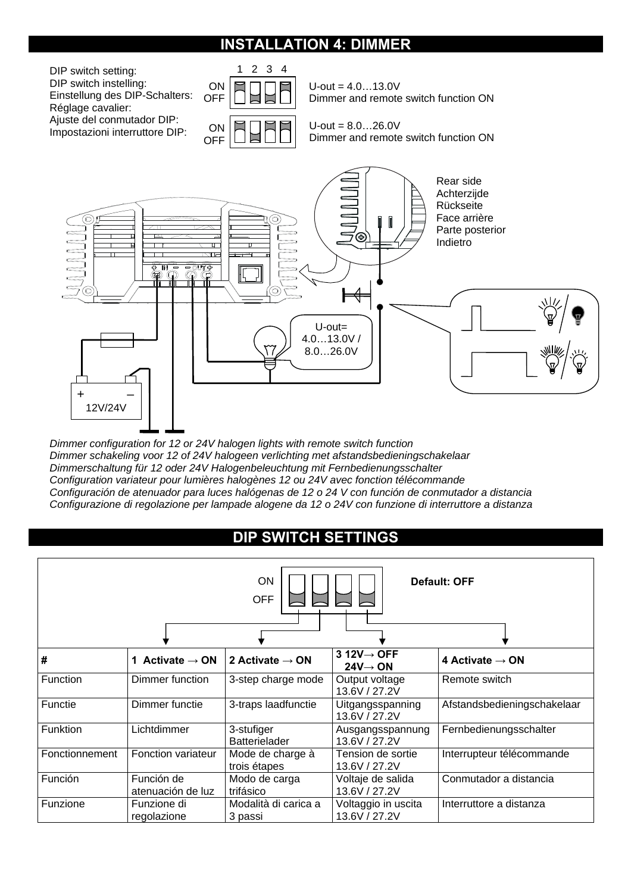## INSTALLATION 4: DIMMER

DIP switch setting:
DIP switch instelling:
Einstellung des DIP-Schalters:
Réglage cavalier:
Ajuste del conmutador DIP:
Impostazioni interruttore DIP:

1 2 3 4

ON
OFF

U-out = 4.0…13.0V
Dimmer and remote switch function ON

ON
OFF

U-out = 8.0…26.0V
Dimmer and remote switch function ON

Rear side
Achterzijde
Rückseite
Face arrière
Parte posterior
Indietro

U-out=
4.0…13.0V /
8.0…26.0V

+ –
12V/24V

*Dimmer configuration for 12 or 24V halogen lights with remote switch function*
*Dimmer schakeling voor 12 of 24V halogeen verlichting met afstandsbedieningschakelaar*
*Dimmerschaltung für 12 oder 24V Halogenbeleuchtung mit Fernbedienungsschalter*
*Configuration variateur pour lumières halogènes 12 ou 24V avec fonction télécommande*
*Configuración de atenuador para luces halógenas de 12 o 24 V con función de conmutador a distancia*
*Configurazione di regolazione per lampade alogene da 12 o 24V con funzione di interruttore a distanza*

## DIP SWITCH SETTINGS

ON
OFF

**Default: OFF**

| **#** | **1 Activate → ON** | **2 Activate → ON** | **3 12V→ OFF 24V→ ON** | **4 Activate → ON** |
|---|---|---|---|---|
| Function | Dimmer function | 3-step charge mode | Output voltage 13.6V / 27.2V | Remote switch |
| Functie | Dimmer functie | 3-traps laadfunctie | Uitgangsspanning 13.6V / 27.2V | Afstandsbedieningschakelaar |
| Funktion | Lichtdimmer | 3-stufiger Batterielader | Ausgangsspannung 13.6V / 27.2V | Fernbedienungsschalter |
| Fonctionnement | Fonction variateur | Mode de charge à trois étapes | Tension de sortie 13.6V / 27.2V | Interrupteur télécommande |
| Función | Función de atenuación de luz | Modo de carga trifásico | Voltaje de salida 13.6V / 27.2V | Conmutador a distancia |
| Funzione | Funzione di regolazione | Modalità di carica a 3 passi | Voltaggio in uscita 13.6V / 27.2V | Interruttore a distanza |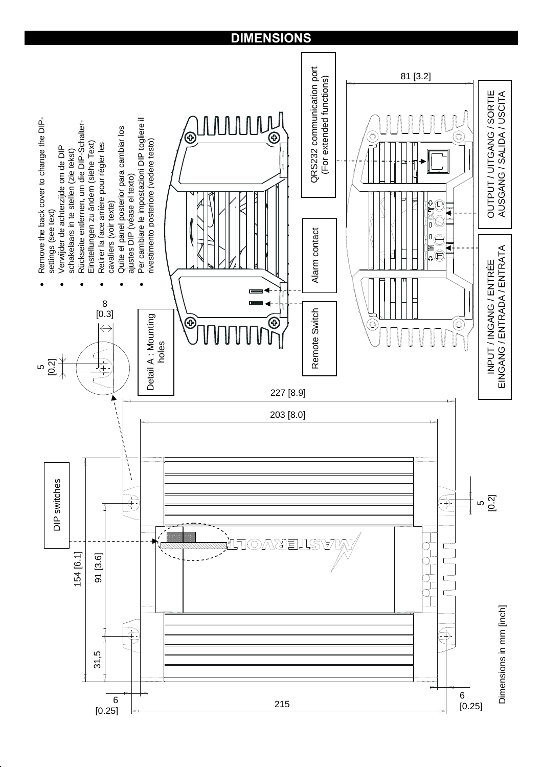# DIMENSIONS

- Remove the back cover to change the DIP-settings (see text)
- Verwijder de achterzijde om de DIP schakelaars in te stellen (zie tekst)
- Rückseite entfernen, um die DIP-Schalter-Einstellungen zu ändern (siehe Text)
- Retirer la face arrière pour régler les cavaliers (voir texte)
- Quite el panel posterior para cambiar los ajustes DIP (véase el texto)
- Per cambiare le impostazioni DIP togliere il rivestimento posteriore (vedere testo)

QRS232 communication port (For extended functions)

Alarm contact

Remote Switch

Detail A : Mounting holes

OUTPUT / UITGANG / SORTIE AUSGANG / SALIDA / USCITA

INPUT / INGANG / ENTRÉE EINGANG / ENTRADA / ENTRATA

DIP switches

81 [3.2]

8 [0.3]

5 [0.2]

227 [8.9]

203 [8.0]

154 [6.1]

91 [3.6]

31,5

6 [0.25]

215

5 [0.2]

6 [0.25]

Dimensions in mm [inch]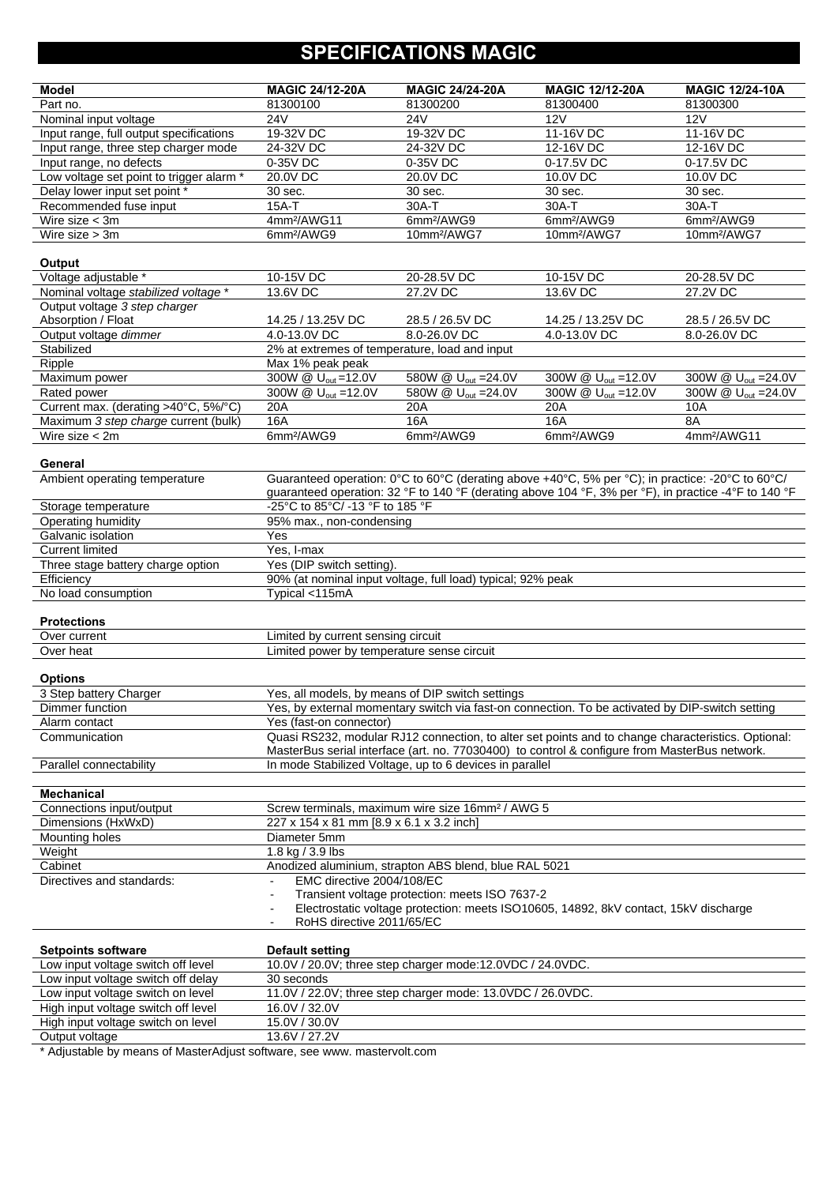# SPECIFICATIONS MAGIC

| Model | MAGIC 24/12-20A | MAGIC 24/24-20A | MAGIC 12/12-20A | MAGIC 12/24-10A |
|---|---|---|---|---|
| Part no. | 81300100 | 81300200 | 81300400 | 81300300 |
| Nominal input voltage | 24V | 24V | 12V | 12V |
| Input range, full output specifications | 19-32V DC | 19-32V DC | 11-16V DC | 11-16V DC |
| Input range, three step charger mode | 24-32V DC | 24-32V DC | 12-16V DC | 12-16V DC |
| Input range, no defects | 0-35V DC | 0-35V DC | 0-17.5V DC | 0-17.5V DC |
| Low voltage set point to trigger alarm * | 20.0V DC | 20.0V DC | 10.0V DC | 10.0V DC |
| Delay lower input set point * | 30 sec. | 30 sec. | 30 sec. | 30 sec. |
| Recommended fuse input | 15A-T | 30A-T | 30A-T | 30A-T |
| Wire size < 3m | 4mm²/AWG11 | 6mm²/AWG9 | 6mm²/AWG9 | 6mm²/AWG9 |
| Wire size > 3m | 6mm²/AWG9 | 10mm²/AWG7 | 10mm²/AWG7 | 10mm²/AWG7 |
| **Output** | | | | |
| Voltage adjustable * | 10-15V DC | 20-28.5V DC | 10-15V DC | 20-28.5V DC |
| Nominal voltage *stabilized voltage* * | 13.6V DC | 27.2V DC | 13.6V DC | 27.2V DC |
| Output voltage *3 step charger* Absorption / Float | 14.25 / 13.25V DC | 28.5 / 26.5V DC | 14.25 / 13.25V DC | 28.5 / 26.5V DC |
| Output voltage *dimmer* | 4.0-13.0V DC | 8.0-26.0V DC | 4.0-13.0V DC | 8.0-26.0V DC |
| Stabilized | 2% at extremes of temperature, load and input | | | |
| Ripple | Max 1% peak peak | | | |
| Maximum power | 300W @ $U_{out}$ =12.0V | 580W @ $U_{out}$ =24.0V | 300W @ $U_{out}$ =12.0V | 300W @ $U_{out}$ =24.0V |
| Rated power | 300W @ $U_{out}$ =12.0V | 580W @ $U_{out}$ =24.0V | 300W @ $U_{out}$ =12.0V | 300W @ $U_{out}$ =24.0V |
| Current max. (derating >40°C, 5%/°C) | 20A | 20A | 20A | 10A |
| Maximum *3 step charge* current (bulk) | 16A | 16A | 16A | 8A |
| Wire size < 2m | 6mm²/AWG9 | 6mm²/AWG9 | 6mm²/AWG9 | 4mm²/AWG11 |

| **General** | |
|---|---|
| Ambient operating temperature | Guaranteed operation: 0°C to 60°C (derating above +40°C, 5% per °C); in practice: -20°C to 60°C/ guaranteed operation: 32 °F to 140 °F (derating above 104 °F, 3% per °F), in practice -4°F to 140 °F |
| Storage temperature | -25°C to 85°C/ -13 °F to 185 °F |
| Operating humidity | 95% max., non-condensing |
| Galvanic isolation | Yes |
| Current limited | Yes, I-max |
| Three stage battery charge option | Yes (DIP switch setting). |
| Efficiency | 90% (at nominal input voltage, full load) typical; 92% peak |
| No load consumption | Typical <115mA |
| **Protections** | |
| Over current | Limited by current sensing circuit |
| Over heat | Limited power by temperature sense circuit |
| **Options** | |
| 3 Step battery Charger | Yes, all models, by means of DIP switch settings |
| Dimmer function | Yes, by external momentary switch via fast-on connection. To be activated by DIP-switch setting |
| Alarm contact | Yes (fast-on connector) |
| Communication | Quasi RS232, modular RJ12 connection, to alter set points and to change characteristics. Optional: MasterBus serial interface (art. no. 77030400) to control & configure from MasterBus network. |
| Parallel connectability | In mode Stabilized Voltage, up to 6 devices in parallel |
| **Mechanical** | |
| Connections input/output | Screw terminals, maximum wire size 16mm² / AWG 5 |
| Dimensions (HxWxD) | 227 x 154 x 81 mm [8.9 x 6.1 x 3.2 inch] |
| Mounting holes | Diameter 5mm |
| Weight | 1.8 kg / 3.9 lbs |
| Cabinet | Anodized aluminium, strapton ABS blend, blue RAL 5021 |
| Directives and standards: | - EMC directive 2004/108/EC<br>- Transient voltage protection: meets ISO 7637-2<br>- Electrostatic voltage protection: meets ISO10605, 14892, 8kV contact, 15kV discharge<br>- RoHS directive 2011/65/EC |

| **Setpoints software** | **Default setting** |
|---|---|
| Low input voltage switch off level | 10.0V / 20.0V; three step charger mode:12.0VDC / 24.0VDC. |
| Low input voltage switch off delay | 30 seconds |
| Low input voltage switch on level | 11.0V / 22.0V; three step charger mode: 13.0VDC / 26.0VDC. |
| High input voltage switch off level | 16.0V / 32.0V |
| High input voltage switch on level | 15.0V / 30.0V |
| Output voltage | 13.6V / 27.2V |

* Adjustable by means of MasterAdjust software, see www. mastervolt.com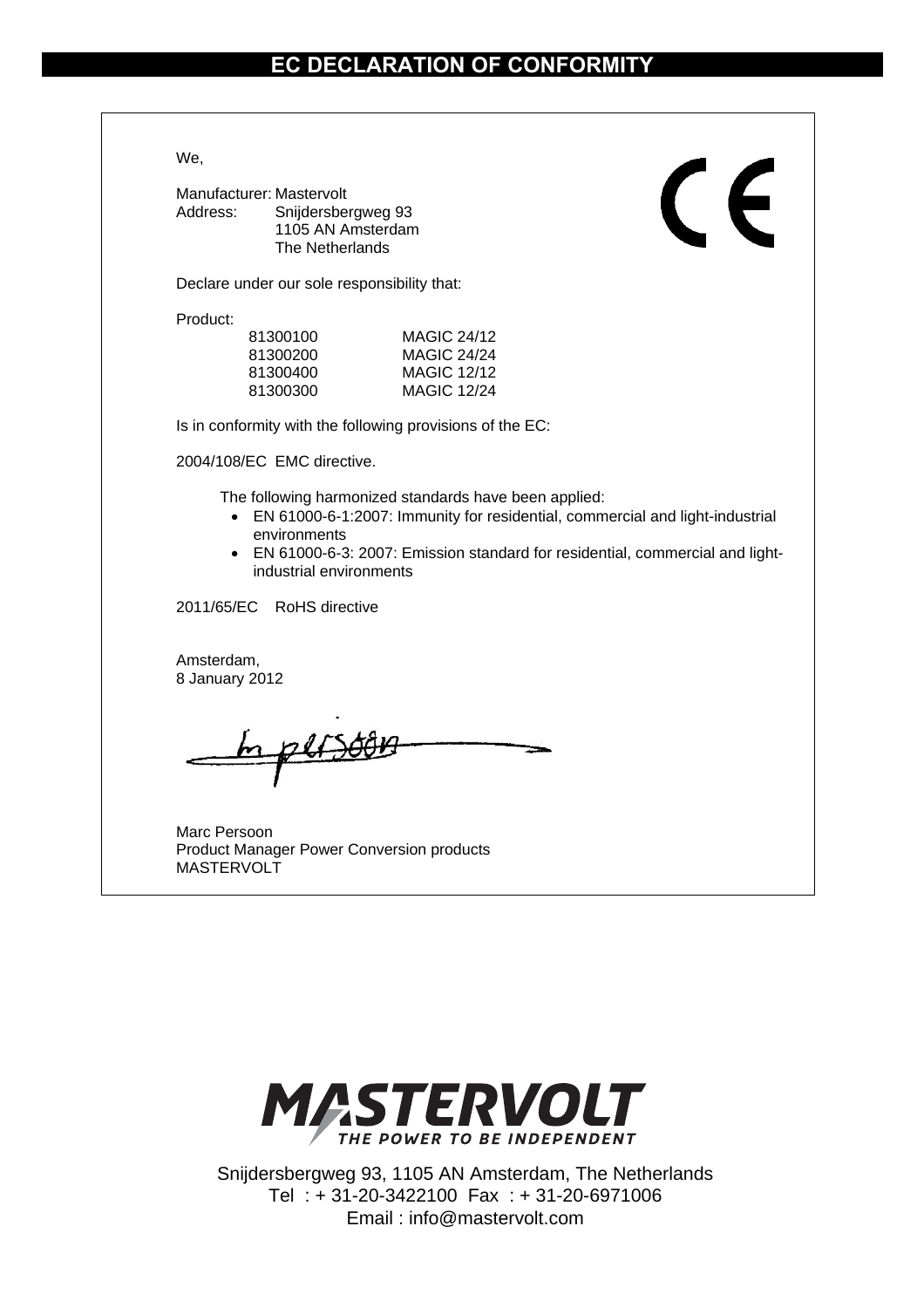# EC DECLARATION OF CONFORMITY

We,

Manufacturer: Mastervolt
Address: Snijdersbergweg 93
1105 AN Amsterdam
The Netherlands

Declare under our sole responsibility that:

Product:

| | |
|---|---|
| 81300100 | MAGIC 24/12 |
| 81300200 | MAGIC 24/24 |
| 81300400 | MAGIC 12/12 |
| 81300300 | MAGIC 12/24 |

Is in conformity with the following provisions of the EC:

2004/108/EC EMC directive.

The following harmonized standards have been applied:

- EN 61000-6-1:2007: Immunity for residential, commercial and light-industrial environments
- EN 61000-6-3: 2007: Emission standard for residential, commercial and light-industrial environments

2011/65/EC RoHS directive

Amsterdam,
8 January 2012

Marc Persoon
Product Manager Power Conversion products
MASTERVOLT

MASTERVOLT
THE POWER TO BE INDEPENDENT

Snijdersbergweg 93, 1105 AN Amsterdam, The Netherlands
Tel : + 31-20-3422100 Fax : + 31-20-6971006
Email : info@mastervolt.com